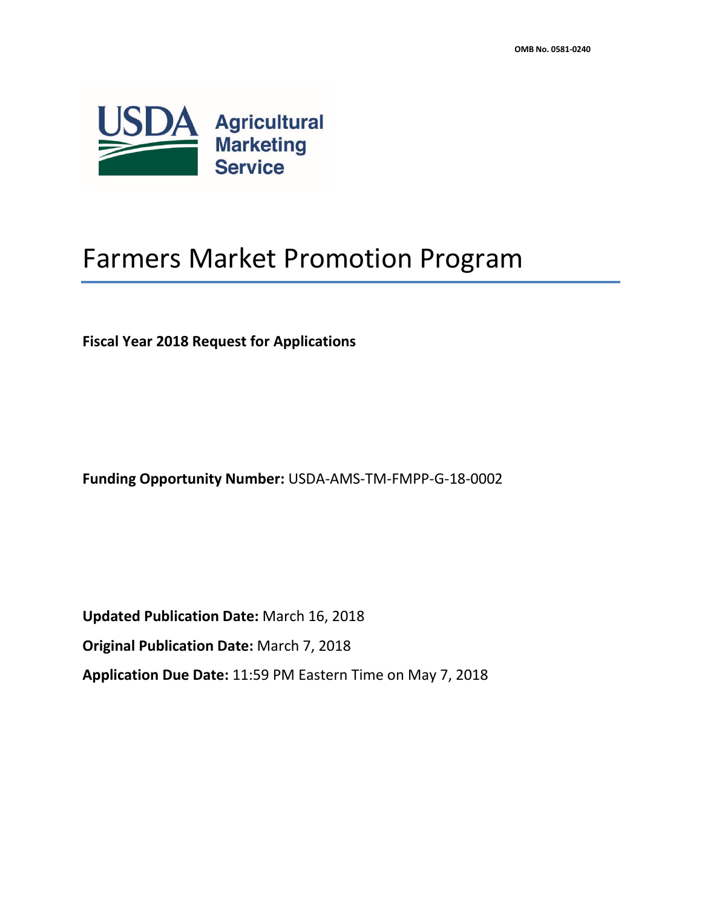OMB No. 0581-0240

USDA Agricultural Marketing Service

# Farmers Market Promotion Program

**Fiscal Year 2018 Request for Applications**

**Funding Opportunity Number:** USDA-AMS-TM-FMPP-G-18-0002

**Updated Publication Date:** March 16, 2018

**Original Publication Date:** March 7, 2018

**Application Due Date:** 11:59 PM Eastern Time on May 7, 2018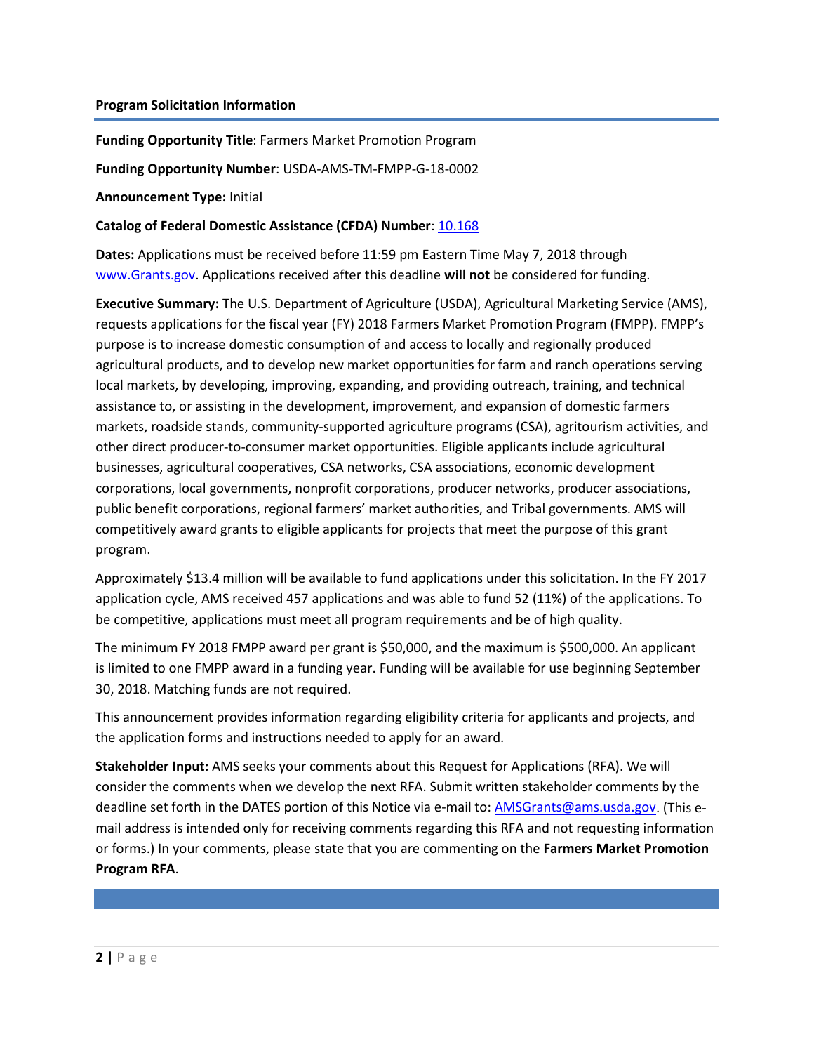**Program Solicitation Information**

**Funding Opportunity Title**: Farmers Market Promotion Program

**Funding Opportunity Number**: USDA-AMS-TM-FMPP-G-18-0002

**Announcement Type:** Initial

**Catalog of Federal Domestic Assistance (CFDA) Number**: [10.168](10.168)

**Dates:** Applications must be received before 11:59 pm Eastern Time May 7, 2018 through [www.Grants.gov](www.Grants.gov). Applications received after this deadline **will not** be considered for funding.

**Executive Summary:** The U.S. Department of Agriculture (USDA), Agricultural Marketing Service (AMS), requests applications for the fiscal year (FY) 2018 Farmers Market Promotion Program (FMPP). FMPP's purpose is to increase domestic consumption of and access to locally and regionally produced agricultural products, and to develop new market opportunities for farm and ranch operations serving local markets, by developing, improving, expanding, and providing outreach, training, and technical assistance to, or assisting in the development, improvement, and expansion of domestic farmers markets, roadside stands, community-supported agriculture programs (CSA), agritourism activities, and other direct producer-to-consumer market opportunities. Eligible applicants include agricultural businesses, agricultural cooperatives, CSA networks, CSA associations, economic development corporations, local governments, nonprofit corporations, producer networks, producer associations, public benefit corporations, regional farmers' market authorities, and Tribal governments. AMS will competitively award grants to eligible applicants for projects that meet the purpose of this grant program.

Approximately $13.4 million will be available to fund applications under this solicitation. In the FY 2017 application cycle, AMS received 457 applications and was able to fund 52 (11%) of the applications. To be competitive, applications must meet all program requirements and be of high quality.

The minimum FY 2018 FMPP award per grant is $50,000, and the maximum is $500,000. An applicant is limited to one FMPP award in a funding year. Funding will be available for use beginning September 30, 2018. Matching funds are not required.

This announcement provides information regarding eligibility criteria for applicants and projects, and the application forms and instructions needed to apply for an award.

**Stakeholder Input:** AMS seeks your comments about this Request for Applications (RFA). We will consider the comments when we develop the next RFA. Submit written stakeholder comments by the deadline set forth in the DATES portion of this Notice via e-mail to: [AMSGrants@ams.usda.gov](mailto:AMSGrants@ams.usda.gov). (This e-mail address is intended only for receiving comments regarding this RFA and not requesting information or forms.) In your comments, please state that you are commenting on the **Farmers Market Promotion Program RFA**.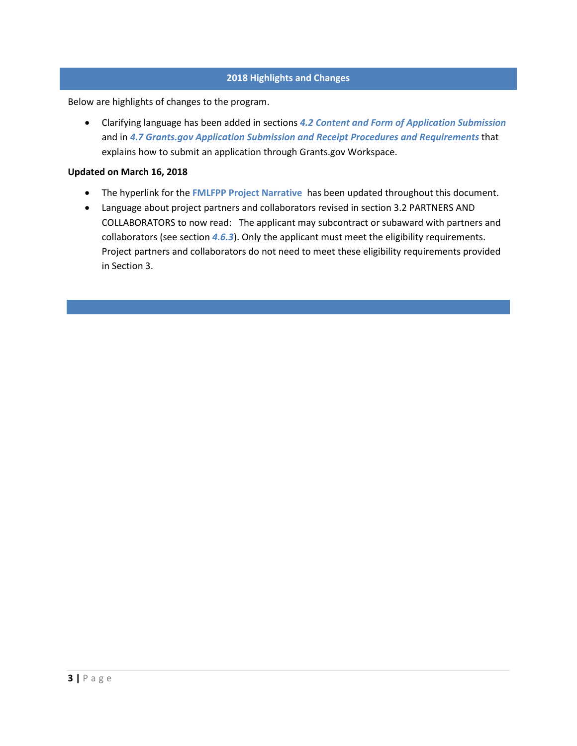## 2018 Highlights and Changes

Below are highlights of changes to the program.

- Clarifying language has been added in sections ***4.2 Content and Form of Application Submission*** and in ***4.7 Grants.gov Application Submission and Receipt Procedures and Requirements*** that explains how to submit an application through Grants.gov Workspace.

**Updated on March 16, 2018**

- The hyperlink for the **FMLFPP Project Narrative** has been updated throughout this document.
- Language about project partners and collaborators revised in section 3.2 PARTNERS AND COLLABORATORS to now read: The applicant may subcontract or subaward with partners and collaborators (see section ***4.6.3***). Only the applicant must meet the eligibility requirements. Project partners and collaborators do not need to meet these eligibility requirements provided in Section 3.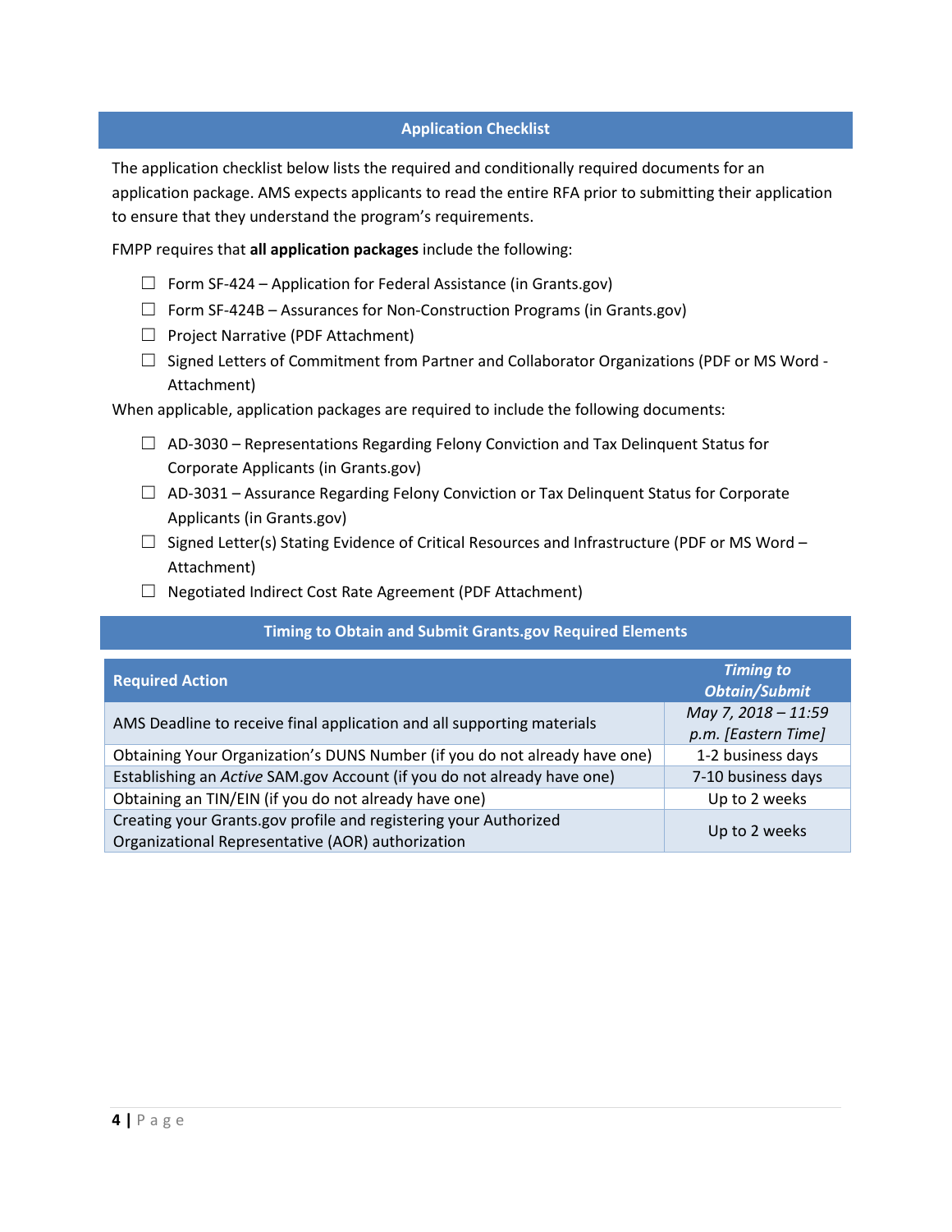## Application Checklist

The application checklist below lists the required and conditionally required documents for an application package. AMS expects applicants to read the entire RFA prior to submitting their application to ensure that they understand the program's requirements.

FMPP requires that **all application packages** include the following:

- ☐ Form SF-424 – Application for Federal Assistance (in Grants.gov)
- ☐ Form SF-424B – Assurances for Non-Construction Programs (in Grants.gov)
- ☐ Project Narrative (PDF Attachment)
- ☐ Signed Letters of Commitment from Partner and Collaborator Organizations (PDF or MS Word - Attachment)

When applicable, application packages are required to include the following documents:

- ☐ AD-3030 – Representations Regarding Felony Conviction and Tax Delinquent Status for Corporate Applicants (in Grants.gov)
- ☐ AD-3031 – Assurance Regarding Felony Conviction or Tax Delinquent Status for Corporate Applicants (in Grants.gov)
- ☐ Signed Letter(s) Stating Evidence of Critical Resources and Infrastructure (PDF or MS Word – Attachment)
- ☐ Negotiated Indirect Cost Rate Agreement (PDF Attachment)

## Timing to Obtain and Submit Grants.gov Required Elements

| Required Action | *Timing to Obtain/Submit* |
|---|---|
| AMS Deadline to receive final application and all supporting materials | *May 7, 2018 – 11:59 p.m. [Eastern Time]* |
| Obtaining Your Organization's DUNS Number (if you do not already have one) | 1-2 business days |
| Establishing an *Active* SAM.gov Account (if you do not already have one) | 7-10 business days |
| Obtaining an TIN/EIN (if you do not already have one) | Up to 2 weeks |
| Creating your Grants.gov profile and registering your Authorized Organizational Representative (AOR) authorization | Up to 2 weeks |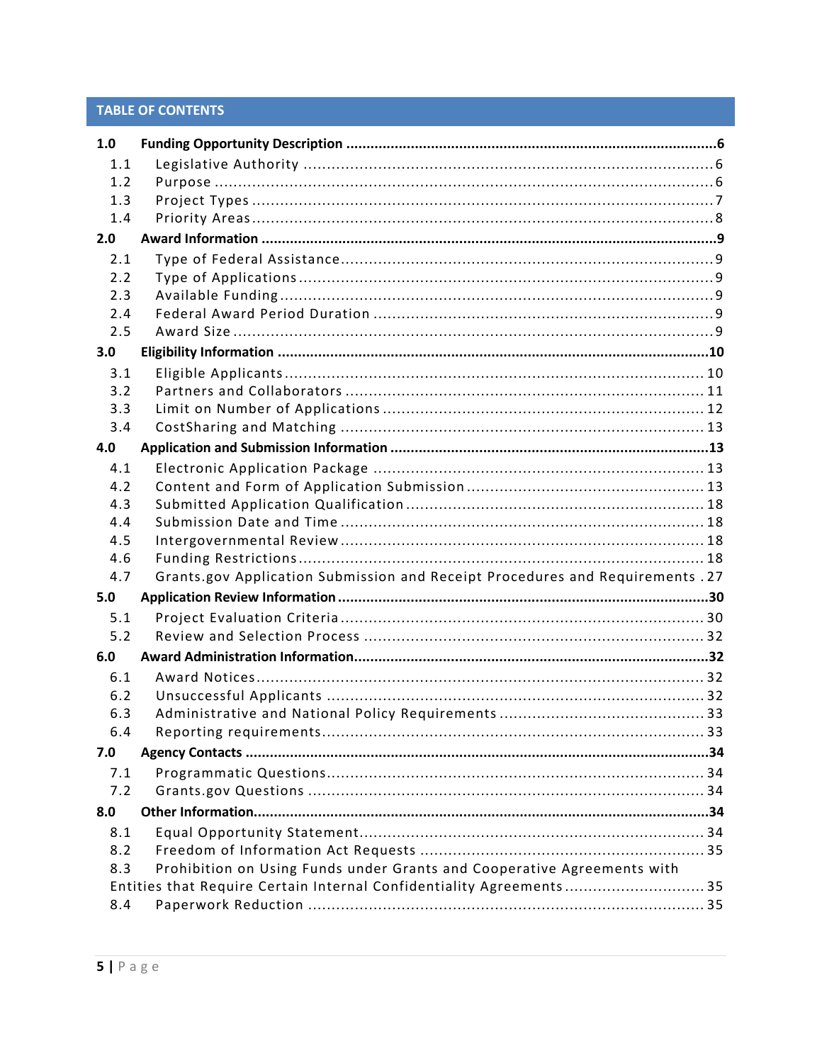## TABLE OF CONTENTS

| | | |
|---|---|---|
| **1.0** | **Funding Opportunity Description** | **6** |
| 1.1 | Legislative Authority | 6 |
| 1.2 | Purpose | 6 |
| 1.3 | Project Types | 7 |
| 1.4 | Priority Areas | 8 |
| **2.0** | **Award Information** | **9** |
| 2.1 | Type of Federal Assistance | 9 |
| 2.2 | Type of Applications | 9 |
| 2.3 | Available Funding | 9 |
| 2.4 | Federal Award Period Duration | 9 |
| 2.5 | Award Size | 9 |
| **3.0** | **Eligibility Information** | **10** |
| 3.1 | Eligible Applicants | 10 |
| 3.2 | Partners and Collaborators | 11 |
| 3.3 | Limit on Number of Applications | 12 |
| 3.4 | CostSharing and Matching | 13 |
| **4.0** | **Application and Submission Information** | **13** |
| 4.1 | Electronic Application Package | 13 |
| 4.2 | Content and Form of Application Submission | 13 |
| 4.3 | Submitted Application Qualification | 18 |
| 4.4 | Submission Date and Time | 18 |
| 4.5 | Intergovernmental Review | 18 |
| 4.6 | Funding Restrictions | 18 |
| 4.7 | Grants.gov Application Submission and Receipt Procedures and Requirements | 27 |
| **5.0** | **Application Review Information** | **30** |
| 5.1 | Project Evaluation Criteria | 30 |
| 5.2 | Review and Selection Process | 32 |
| **6.0** | **Award Administration Information** | **32** |
| 6.1 | Award Notices | 32 |
| 6.2 | Unsuccessful Applicants | 32 |
| 6.3 | Administrative and National Policy Requirements | 33 |
| 6.4 | Reporting requirements | 33 |
| **7.0** | **Agency Contacts** | **34** |
| 7.1 | Programmatic Questions | 34 |
| 7.2 | Grants.gov Questions | 34 |
| **8.0** | **Other Information** | **34** |
| 8.1 | Equal Opportunity Statement | 34 |
| 8.2 | Freedom of Information Act Requests | 35 |
| 8.3 | Prohibition on Using Funds under Grants and Cooperative Agreements with Entities that Require Certain Internal Confidentiality Agreements | 35 |
| 8.4 | Paperwork Reduction | 35 |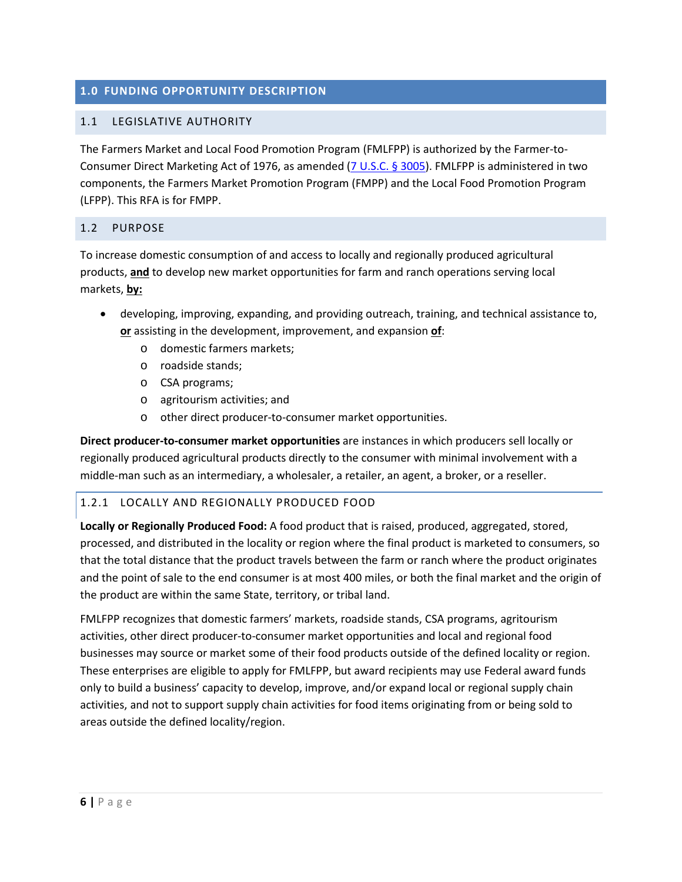## 1.0 FUNDING OPPORTUNITY DESCRIPTION

### 1.1 LEGISLATIVE AUTHORITY

The Farmers Market and Local Food Promotion Program (FMLFPP) is authorized by the Farmer-to-Consumer Direct Marketing Act of 1976, as amended ([7 U.S.C. § 3005](7 U.S.C. § 3005)). FMLFPP is administered in two components, the Farmers Market Promotion Program (FMPP) and the Local Food Promotion Program (LFPP). This RFA is for FMPP.

### 1.2 PURPOSE

To increase domestic consumption of and access to locally and regionally produced agricultural products, **and** to develop new market opportunities for farm and ranch operations serving local markets, **by:**

- developing, improving, expanding, and providing outreach, training, and technical assistance to, **or** assisting in the development, improvement, and expansion **of**:
  - domestic farmers markets;
  - roadside stands;
  - CSA programs;
  - agritourism activities; and
  - other direct producer-to-consumer market opportunities.

**Direct producer-to-consumer market opportunities** are instances in which producers sell locally or regionally produced agricultural products directly to the consumer with minimal involvement with a middle-man such as an intermediary, a wholesaler, a retailer, an agent, a broker, or a reseller.

#### 1.2.1 LOCALLY AND REGIONALLY PRODUCED FOOD

**Locally or Regionally Produced Food:** A food product that is raised, produced, aggregated, stored, processed, and distributed in the locality or region where the final product is marketed to consumers, so that the total distance that the product travels between the farm or ranch where the product originates and the point of sale to the end consumer is at most 400 miles, or both the final market and the origin of the product are within the same State, territory, or tribal land.

FMLFPP recognizes that domestic farmers' markets, roadside stands, CSA programs, agritourism activities, other direct producer-to-consumer market opportunities and local and regional food businesses may source or market some of their food products outside of the defined locality or region. These enterprises are eligible to apply for FMLFPP, but award recipients may use Federal award funds only to build a business' capacity to develop, improve, and/or expand local or regional supply chain activities, and not to support supply chain activities for food items originating from or being sold to areas outside the defined locality/region.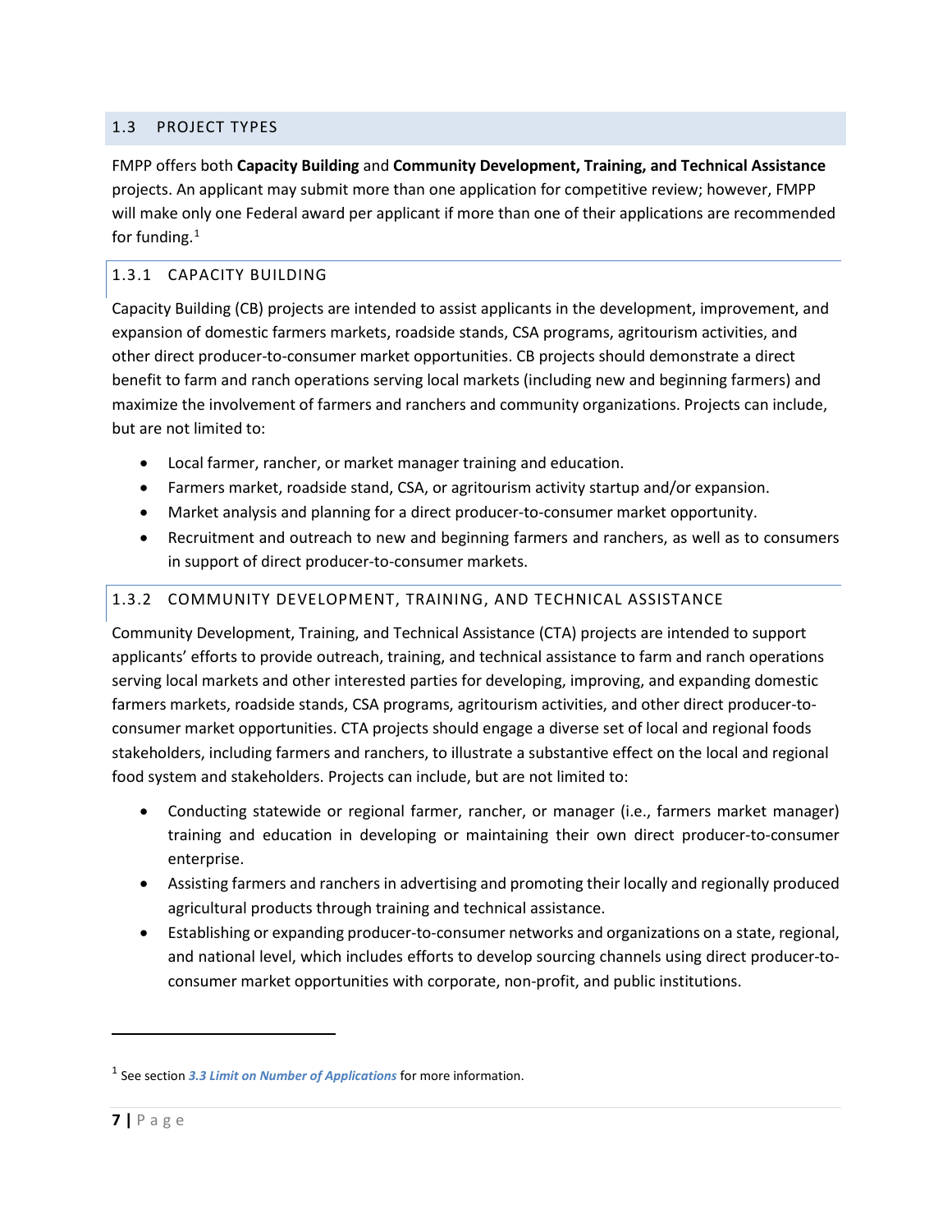## 1.3 PROJECT TYPES

FMPP offers both **Capacity Building** and **Community Development, Training, and Technical Assistance** projects. An applicant may submit more than one application for competitive review; however, FMPP will make only one Federal award per applicant if more than one of their applications are recommended for funding.[1]

### 1.3.1 CAPACITY BUILDING

Capacity Building (CB) projects are intended to assist applicants in the development, improvement, and expansion of domestic farmers markets, roadside stands, CSA programs, agritourism activities, and other direct producer-to-consumer market opportunities. CB projects should demonstrate a direct benefit to farm and ranch operations serving local markets (including new and beginning farmers) and maximize the involvement of farmers and ranchers and community organizations. Projects can include, but are not limited to:

- Local farmer, rancher, or market manager training and education.
- Farmers market, roadside stand, CSA, or agritourism activity startup and/or expansion.
- Market analysis and planning for a direct producer-to-consumer market opportunity.
- Recruitment and outreach to new and beginning farmers and ranchers, as well as to consumers in support of direct producer-to-consumer markets.

### 1.3.2 COMMUNITY DEVELOPMENT, TRAINING, AND TECHNICAL ASSISTANCE

Community Development, Training, and Technical Assistance (CTA) projects are intended to support applicants' efforts to provide outreach, training, and technical assistance to farm and ranch operations serving local markets and other interested parties for developing, improving, and expanding domestic farmers markets, roadside stands, CSA programs, agritourism activities, and other direct producer-to-consumer market opportunities. CTA projects should engage a diverse set of local and regional foods stakeholders, including farmers and ranchers, to illustrate a substantive effect on the local and regional food system and stakeholders. Projects can include, but are not limited to:

- Conducting statewide or regional farmer, rancher, or manager (i.e., farmers market manager) training and education in developing or maintaining their own direct producer-to-consumer enterprise.
- Assisting farmers and ranchers in advertising and promoting their locally and regionally produced agricultural products through training and technical assistance.
- Establishing or expanding producer-to-consumer networks and organizations on a state, regional, and national level, which includes efforts to develop sourcing channels using direct producer-to-consumer market opportunities with corporate, non-profit, and public institutions.

---

[1] See section ***3.3 Limit on Number of Applications*** for more information.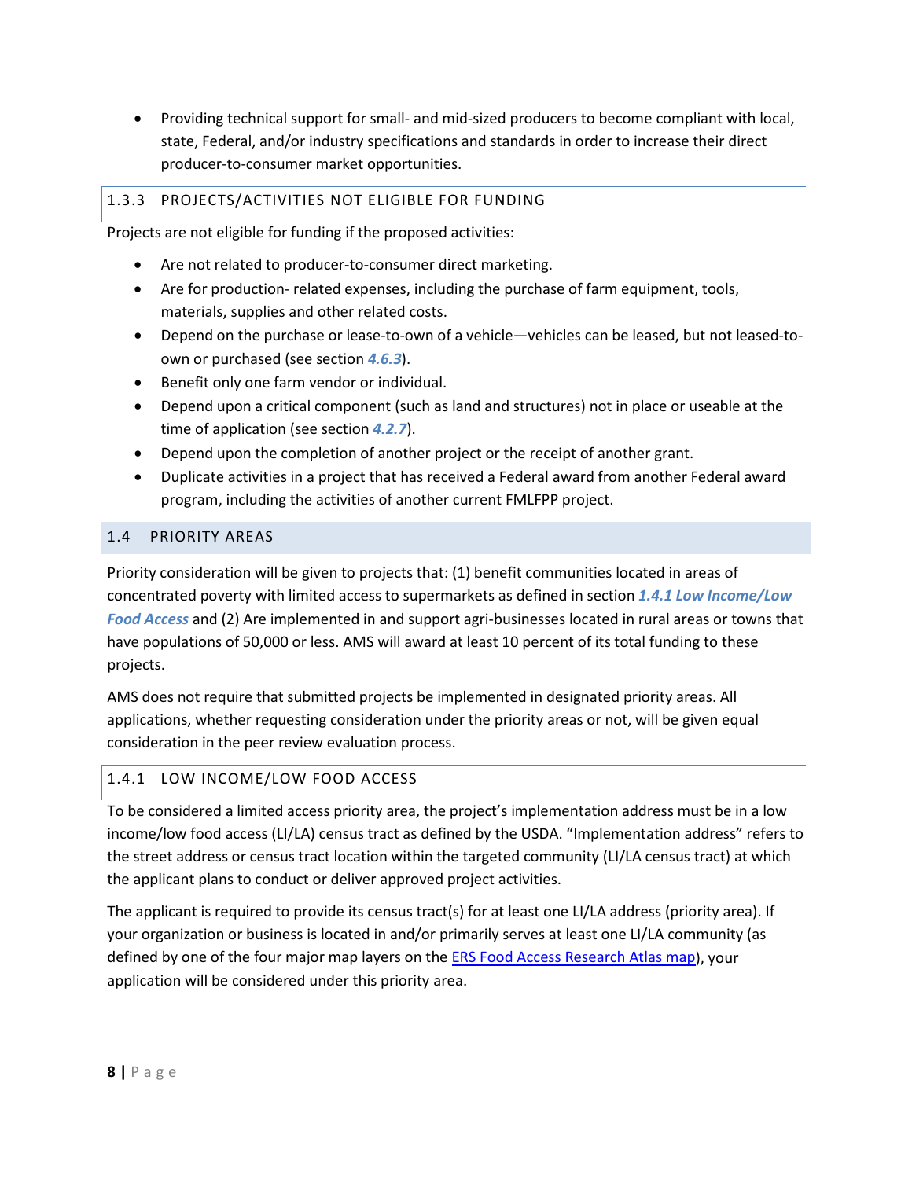- Providing technical support for small- and mid-sized producers to become compliant with local, state, Federal, and/or industry specifications and standards in order to increase their direct producer-to-consumer market opportunities.

### 1.3.3 PROJECTS/ACTIVITIES NOT ELIGIBLE FOR FUNDING

Projects are not eligible for funding if the proposed activities:

- Are not related to producer-to-consumer direct marketing.
- Are for production- related expenses, including the purchase of farm equipment, tools, materials, supplies and other related costs.
- Depend on the purchase or lease-to-own of a vehicle—vehicles can be leased, but not leased-to-own or purchased (see section ***4.6.3***).
- Benefit only one farm vendor or individual.
- Depend upon a critical component (such as land and structures) not in place or useable at the time of application (see section ***4.2.7***).
- Depend upon the completion of another project or the receipt of another grant.
- Duplicate activities in a project that has received a Federal award from another Federal award program, including the activities of another current FMLFPP project.

## 1.4 PRIORITY AREAS

Priority consideration will be given to projects that: (1) benefit communities located in areas of concentrated poverty with limited access to supermarkets as defined in section ***1.4.1 Low Income/Low Food Access*** and (2) Are implemented in and support agri-businesses located in rural areas or towns that have populations of 50,000 or less. AMS will award at least 10 percent of its total funding to these projects.

AMS does not require that submitted projects be implemented in designated priority areas. All applications, whether requesting consideration under the priority areas or not, will be given equal consideration in the peer review evaluation process.

### 1.4.1 LOW INCOME/LOW FOOD ACCESS

To be considered a limited access priority area, the project's implementation address must be in a low income/low food access (LI/LA) census tract as defined by the USDA. "Implementation address" refers to the street address or census tract location within the targeted community (LI/LA census tract) at which the applicant plans to conduct or deliver approved project activities.

The applicant is required to provide its census tract(s) for at least one LI/LA address (priority area). If your organization or business is located in and/or primarily serves at least one LI/LA community (as defined by one of the four major map layers on the ERS Food Access Research Atlas map), your application will be considered under this priority area.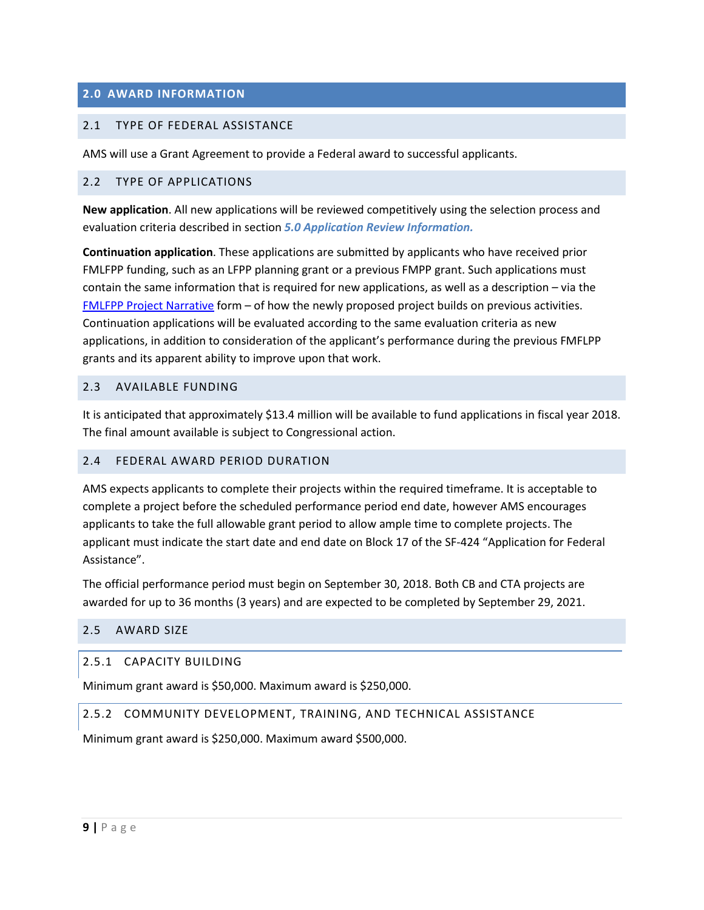## 2.0 AWARD INFORMATION

### 2.1 TYPE OF FEDERAL ASSISTANCE

AMS will use a Grant Agreement to provide a Federal award to successful applicants.

### 2.2 TYPE OF APPLICATIONS

**New application**. All new applications will be reviewed competitively using the selection process and evaluation criteria described in section ***5.0 Application Review Information.***

**Continuation application**. These applications are submitted by applicants who have received prior FMLFPP funding, such as an LFPP planning grant or a previous FMPP grant. Such applications must contain the same information that is required for new applications, as well as a description – via the FMLFPP Project Narrative form – of how the newly proposed project builds on previous activities. Continuation applications will be evaluated according to the same evaluation criteria as new applications, in addition to consideration of the applicant's performance during the previous FMFLPP grants and its apparent ability to improve upon that work.

### 2.3 AVAILABLE FUNDING

It is anticipated that approximately $13.4 million will be available to fund applications in fiscal year 2018. The final amount available is subject to Congressional action.

### 2.4 FEDERAL AWARD PERIOD DURATION

AMS expects applicants to complete their projects within the required timeframe. It is acceptable to complete a project before the scheduled performance period end date, however AMS encourages applicants to take the full allowable grant period to allow ample time to complete projects. The applicant must indicate the start date and end date on Block 17 of the SF-424 "Application for Federal Assistance".

The official performance period must begin on September 30, 2018. Both CB and CTA projects are awarded for up to 36 months (3 years) and are expected to be completed by September 29, 2021.

### 2.5 AWARD SIZE

#### 2.5.1 CAPACITY BUILDING

Minimum grant award is $50,000. Maximum award is $250,000.

#### 2.5.2 COMMUNITY DEVELOPMENT, TRAINING, AND TECHNICAL ASSISTANCE

Minimum grant award is $250,000. Maximum award $500,000.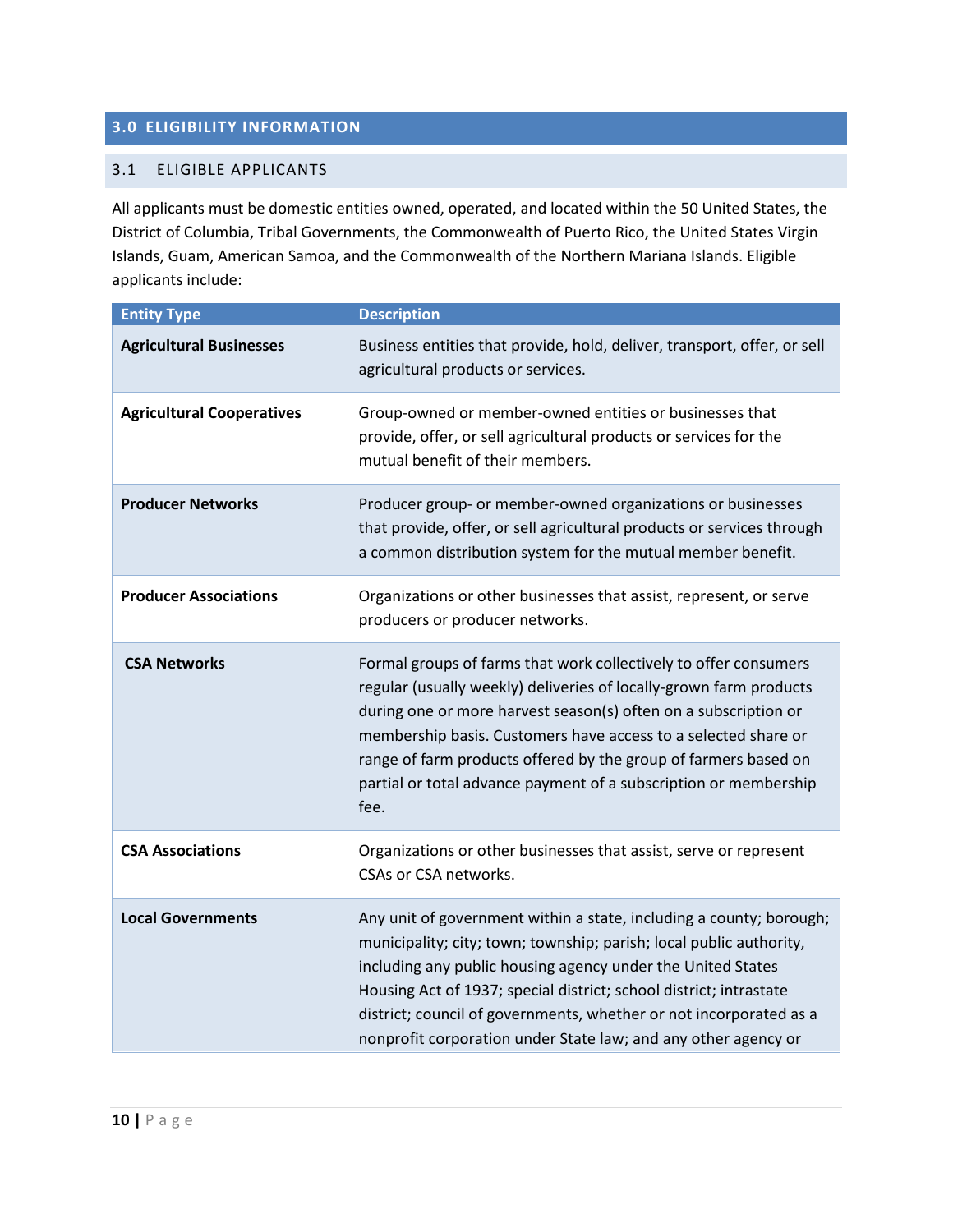## 3.0 ELIGIBILITY INFORMATION

### 3.1 ELIGIBLE APPLICANTS

All applicants must be domestic entities owned, operated, and located within the 50 United States, the District of Columbia, Tribal Governments, the Commonwealth of Puerto Rico, the United States Virgin Islands, Guam, American Samoa, and the Commonwealth of the Northern Mariana Islands. Eligible applicants include:

| Entity Type | Description |
| --- | --- |
| **Agricultural Businesses** | Business entities that provide, hold, deliver, transport, offer, or sell agricultural products or services. |
| **Agricultural Cooperatives** | Group-owned or member-owned entities or businesses that provide, offer, or sell agricultural products or services for the mutual benefit of their members. |
| **Producer Networks** | Producer group- or member-owned organizations or businesses that provide, offer, or sell agricultural products or services through a common distribution system for the mutual member benefit. |
| **Producer Associations** | Organizations or other businesses that assist, represent, or serve producers or producer networks. |
| **CSA Networks** | Formal groups of farms that work collectively to offer consumers regular (usually weekly) deliveries of locally-grown farm products during one or more harvest season(s) often on a subscription or membership basis. Customers have access to a selected share or range of farm products offered by the group of farmers based on partial or total advance payment of a subscription or membership fee. |
| **CSA Associations** | Organizations or other businesses that assist, serve or represent CSAs or CSA networks. |
| **Local Governments** | Any unit of government within a state, including a county; borough; municipality; city; town; township; parish; local public authority, including any public housing agency under the United States Housing Act of 1937; special district; school district; intrastate district; council of governments, whether or not incorporated as a nonprofit corporation under State law; and any other agency or |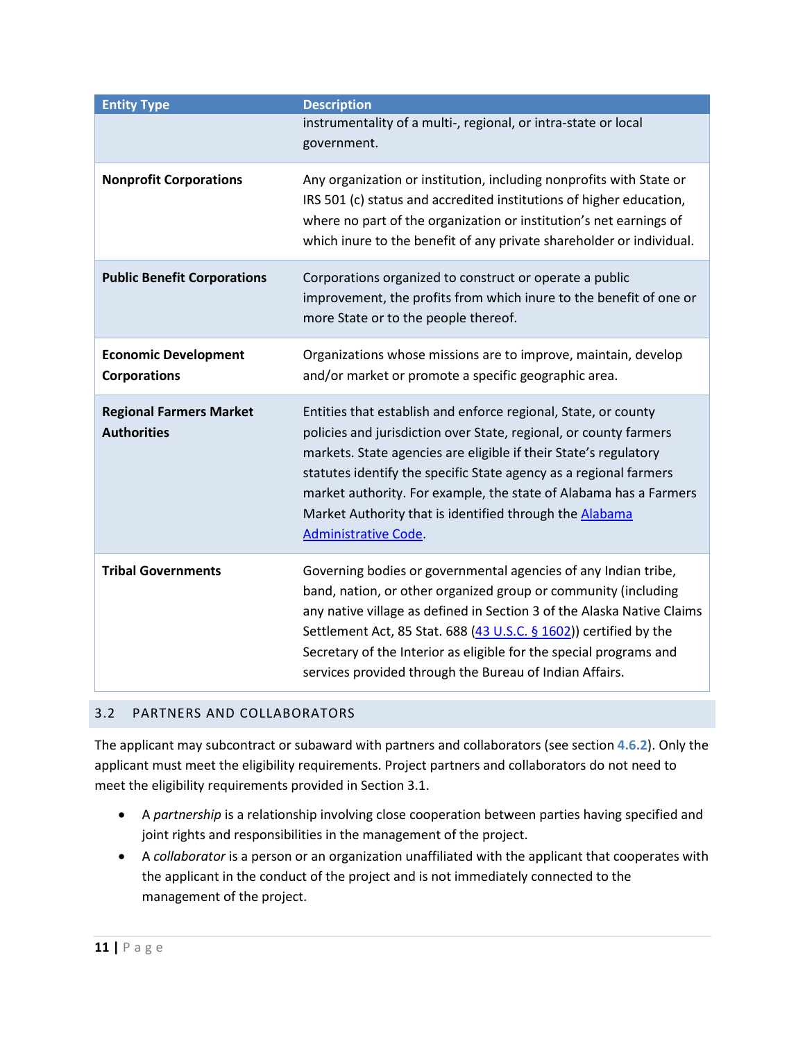| Entity Type | Description |
|---|---|
| | instrumentality of a multi-, regional, or intra-state or local government. |
| **Nonprofit Corporations** | Any organization or institution, including nonprofits with State or IRS 501 (c) status and accredited institutions of higher education, where no part of the organization or institution's net earnings of which inure to the benefit of any private shareholder or individual. |
| **Public Benefit Corporations** | Corporations organized to construct or operate a public improvement, the profits from which inure to the benefit of one or more State or to the people thereof. |
| **Economic Development Corporations** | Organizations whose missions are to improve, maintain, develop and/or market or promote a specific geographic area. |
| **Regional Farmers Market Authorities** | Entities that establish and enforce regional, State, or county policies and jurisdiction over State, regional, or county farmers markets. State agencies are eligible if their State's regulatory statutes identify the specific State agency as a regional farmers market authority. For example, the state of Alabama has a Farmers Market Authority that is identified through the [Alabama Administrative Code](). |
| **Tribal Governments** | Governing bodies or governmental agencies of any Indian tribe, band, nation, or other organized group or community (including any native village as defined in Section 3 of the Alaska Native Claims Settlement Act, 85 Stat. 688 ([43 U.S.C. § 1602]())) certified by the Secretary of the Interior as eligible for the special programs and services provided through the Bureau of Indian Affairs. |

## 3.2 PARTNERS AND COLLABORATORS

The applicant may subcontract or subaward with partners and collaborators (see section 4.6.2). Only the applicant must meet the eligibility requirements. Project partners and collaborators do not need to meet the eligibility requirements provided in Section 3.1.

- A *partnership* is a relationship involving close cooperation between parties having specified and joint rights and responsibilities in the management of the project.
- A *collaborator* is a person or an organization unaffiliated with the applicant that cooperates with the applicant in the conduct of the project and is not immediately connected to the management of the project.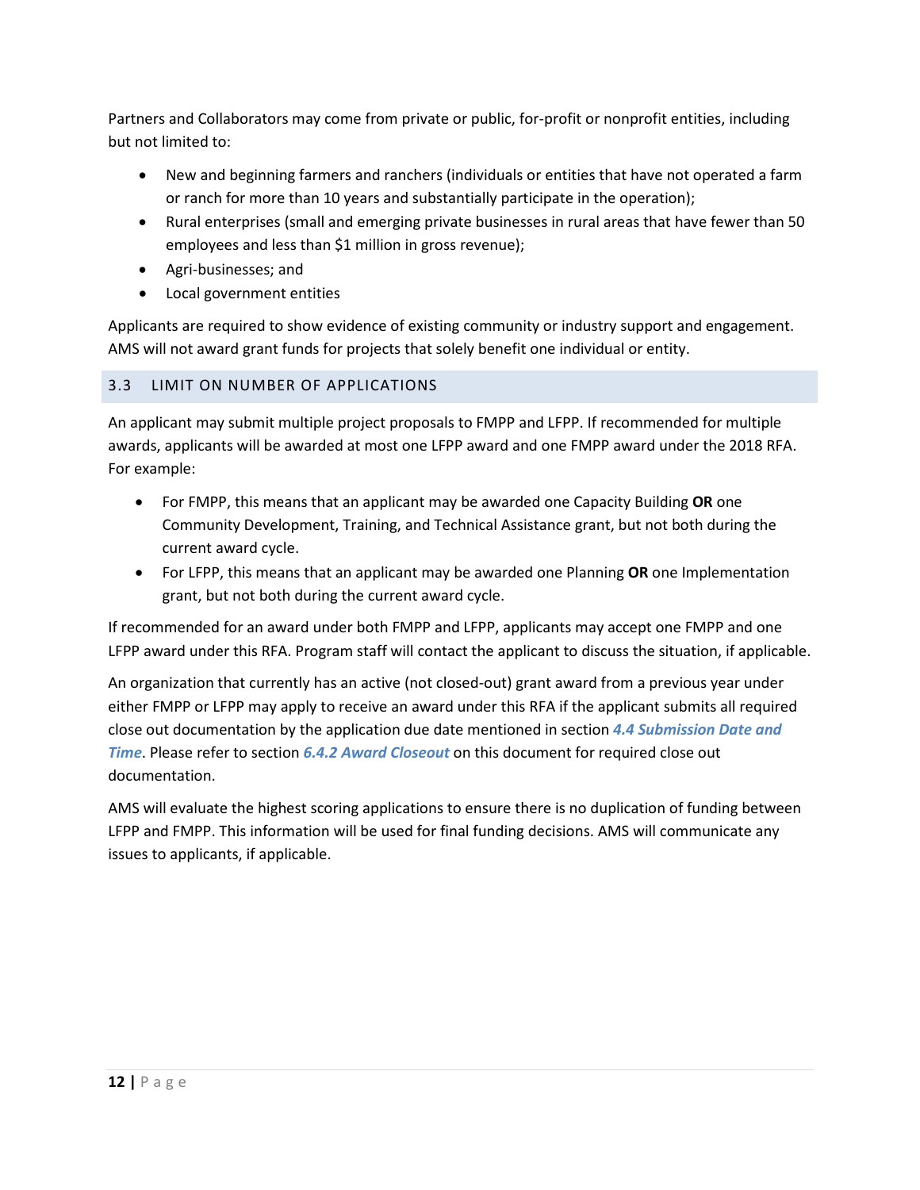Partners and Collaborators may come from private or public, for-profit or nonprofit entities, including but not limited to:

- New and beginning farmers and ranchers (individuals or entities that have not operated a farm or ranch for more than 10 years and substantially participate in the operation);
- Rural enterprises (small and emerging private businesses in rural areas that have fewer than 50 employees and less than $1 million in gross revenue);
- Agri-businesses; and
- Local government entities

Applicants are required to show evidence of existing community or industry support and engagement. AMS will not award grant funds for projects that solely benefit one individual or entity.

## 3.3 LIMIT ON NUMBER OF APPLICATIONS

An applicant may submit multiple project proposals to FMPP and LFPP. If recommended for multiple awards, applicants will be awarded at most one LFPP award and one FMPP award under the 2018 RFA. For example:

- For FMPP, this means that an applicant may be awarded one Capacity Building **OR** one Community Development, Training, and Technical Assistance grant, but not both during the current award cycle.
- For LFPP, this means that an applicant may be awarded one Planning **OR** one Implementation grant, but not both during the current award cycle.

If recommended for an award under both FMPP and LFPP, applicants may accept one FMPP and one LFPP award under this RFA. Program staff will contact the applicant to discuss the situation, if applicable.

An organization that currently has an active (not closed-out) grant award from a previous year under either FMPP or LFPP may apply to receive an award under this RFA if the applicant submits all required close out documentation by the application due date mentioned in section ***4.4 Submission Date and Time***. Please refer to section ***6.4.2 Award Closeout*** on this document for required close out documentation.

AMS will evaluate the highest scoring applications to ensure there is no duplication of funding between LFPP and FMPP. This information will be used for final funding decisions. AMS will communicate any issues to applicants, if applicable.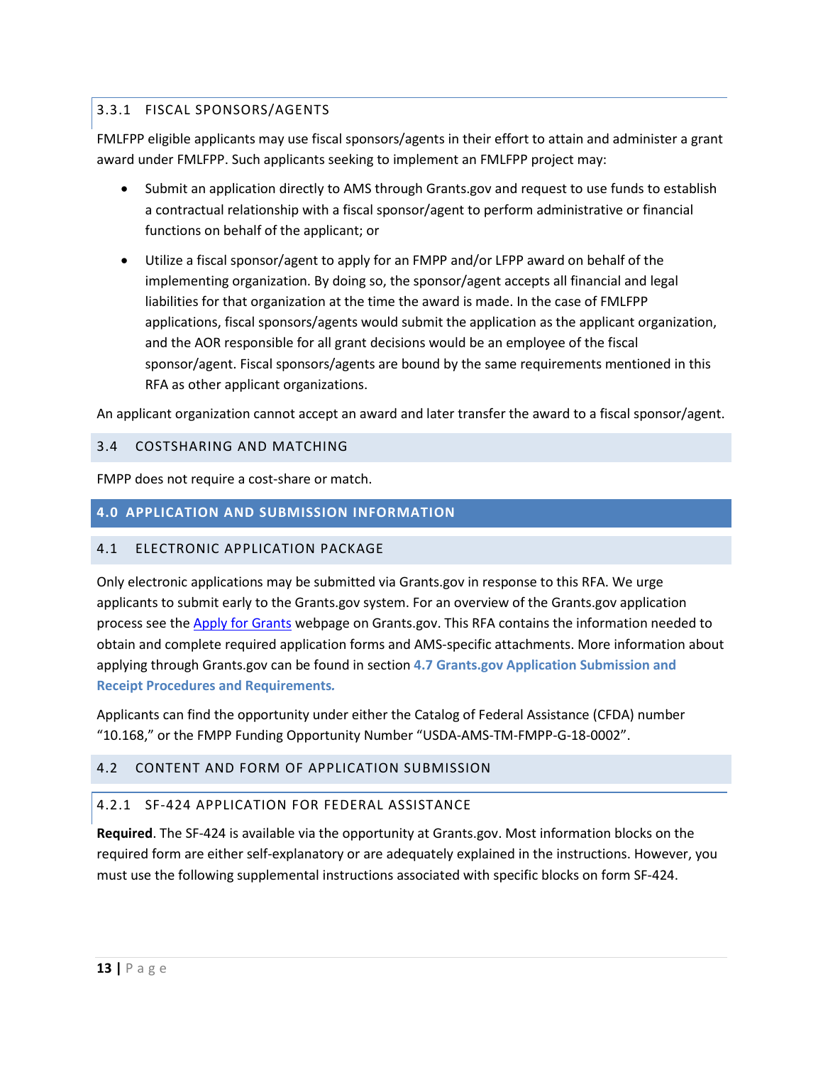#### 3.3.1 FISCAL SPONSORS/AGENTS

FMLFPP eligible applicants may use fiscal sponsors/agents in their effort to attain and administer a grant award under FMLFPP. Such applicants seeking to implement an FMLFPP project may:

- Submit an application directly to AMS through Grants.gov and request to use funds to establish a contractual relationship with a fiscal sponsor/agent to perform administrative or financial functions on behalf of the applicant; or
- Utilize a fiscal sponsor/agent to apply for an FMPP and/or LFPP award on behalf of the implementing organization. By doing so, the sponsor/agent accepts all financial and legal liabilities for that organization at the time the award is made. In the case of FMLFPP applications, fiscal sponsors/agents would submit the application as the applicant organization, and the AOR responsible for all grant decisions would be an employee of the fiscal sponsor/agent. Fiscal sponsors/agents are bound by the same requirements mentioned in this RFA as other applicant organizations.

An applicant organization cannot accept an award and later transfer the award to a fiscal sponsor/agent.

### 3.4 COSTSHARING AND MATCHING

FMPP does not require a cost-share or match.

## 4.0 APPLICATION AND SUBMISSION INFORMATION

### 4.1 ELECTRONIC APPLICATION PACKAGE

Only electronic applications may be submitted via Grants.gov in response to this RFA. We urge applicants to submit early to the Grants.gov system. For an overview of the Grants.gov application process see the Apply for Grants webpage on Grants.gov. This RFA contains the information needed to obtain and complete required application forms and AMS-specific attachments. More information about applying through Grants.gov can be found in section **4.7 Grants.gov Application Submission and Receipt Procedures and Requirements.**

Applicants can find the opportunity under either the Catalog of Federal Assistance (CFDA) number “10.168,” or the FMPP Funding Opportunity Number “USDA-AMS-TM-FMPP-G-18-0002”.

### 4.2 CONTENT AND FORM OF APPLICATION SUBMISSION

#### 4.2.1 SF-424 APPLICATION FOR FEDERAL ASSISTANCE

**Required**. The SF-424 is available via the opportunity at Grants.gov. Most information blocks on the required form are either self-explanatory or are adequately explained in the instructions. However, you must use the following supplemental instructions associated with specific blocks on form SF-424.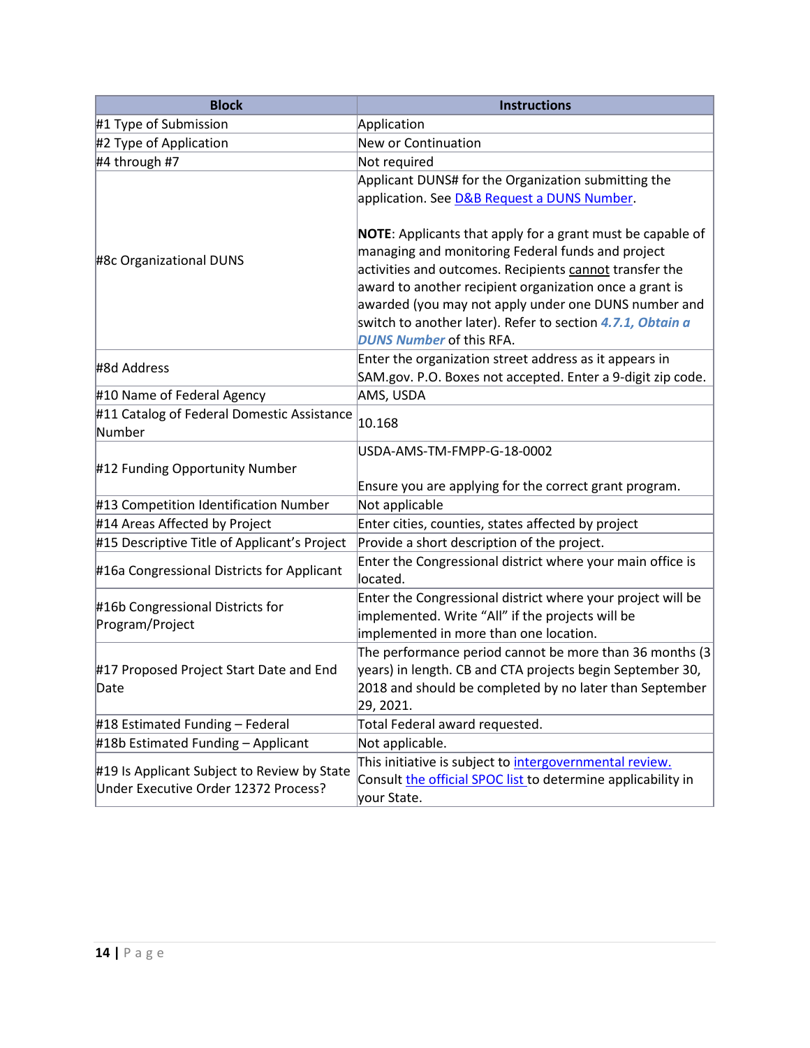| Block | Instructions |
|---|---|
| #1 Type of Submission | Application |
| #2 Type of Application | New or Continuation |
| #4 through #7 | Not required |
| #8c Organizational DUNS | Applicant DUNS# for the Organization submitting the application. See D&B Request a DUNS Number.<br><br>**NOTE**: Applicants that apply for a grant must be capable of managing and monitoring Federal funds and project activities and outcomes. Recipients cannot transfer the award to another recipient organization once a grant is awarded (you may not apply under one DUNS number and switch to another later). Refer to section ***4.7.1, Obtain a DUNS Number*** of this RFA. |
| #8d Address | Enter the organization street address as it appears in SAM.gov. P.O. Boxes not accepted. Enter a 9-digit zip code. |
| #10 Name of Federal Agency | AMS, USDA |
| #11 Catalog of Federal Domestic Assistance Number | 10.168 |
| #12 Funding Opportunity Number | USDA-AMS-TM-FMPP-G-18-0002<br><br>Ensure you are applying for the correct grant program. |
| #13 Competition Identification Number | Not applicable |
| #14 Areas Affected by Project | Enter cities, counties, states affected by project |
| #15 Descriptive Title of Applicant's Project | Provide a short description of the project. |
| #16a Congressional Districts for Applicant | Enter the Congressional district where your main office is located. |
| #16b Congressional Districts for Program/Project | Enter the Congressional district where your project will be implemented. Write "All" if the projects will be implemented in more than one location. |
| #17 Proposed Project Start Date and End Date | The performance period cannot be more than 36 months (3 years) in length. CB and CTA projects begin September 30, 2018 and should be completed by no later than September 29, 2021. |
| #18 Estimated Funding – Federal | Total Federal award requested. |
| #18b Estimated Funding – Applicant | Not applicable. |
| #19 Is Applicant Subject to Review by State Under Executive Order 12372 Process? | This initiative is subject to intergovernmental review. Consult the official SPOC list to determine applicability in your State. |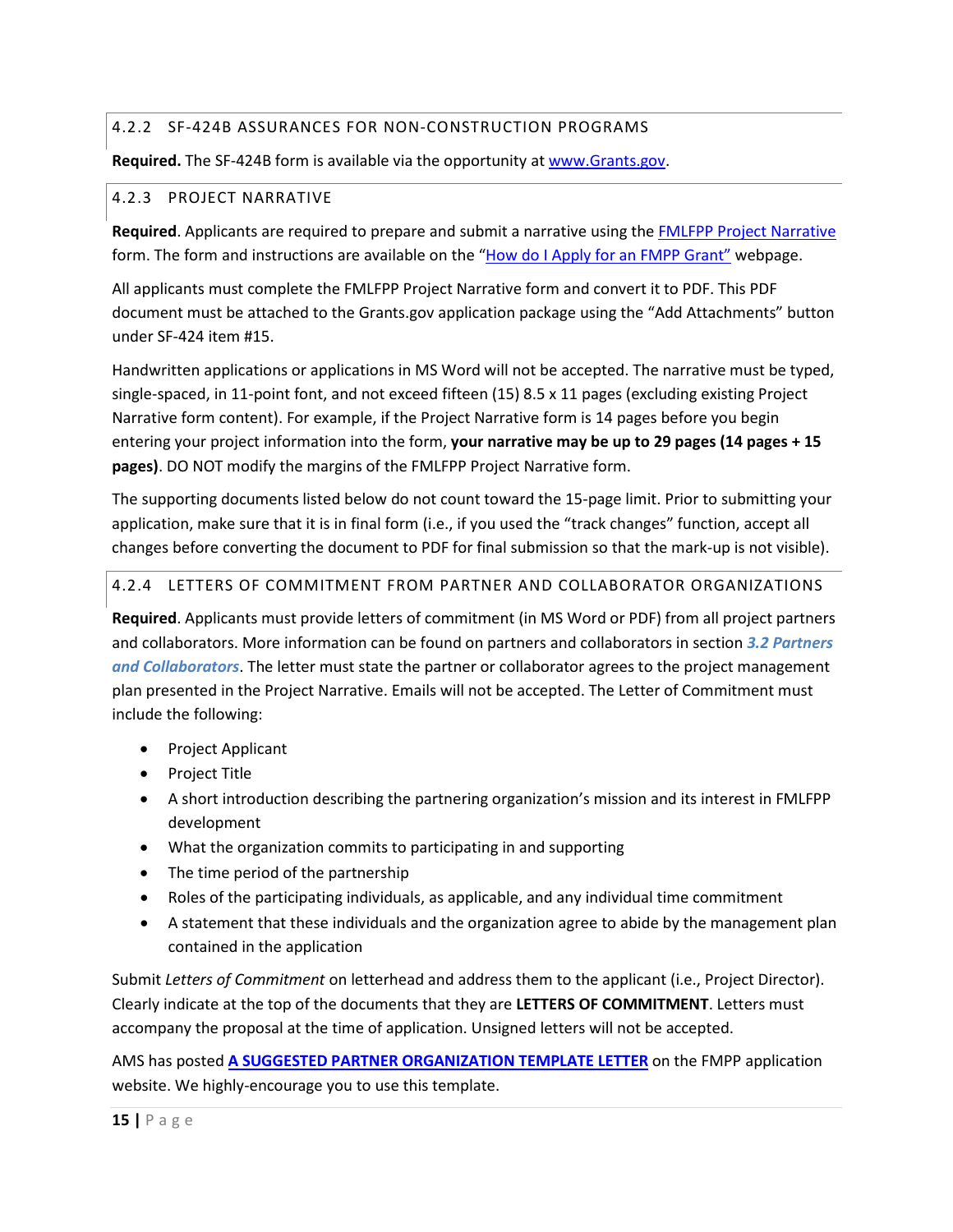#### 4.2.2 SF-424B ASSURANCES FOR NON-CONSTRUCTION PROGRAMS

**Required.** The SF-424B form is available via the opportunity at [www.Grants.gov](www.Grants.gov).

#### 4.2.3 PROJECT NARRATIVE

**Required**. Applicants are required to prepare and submit a narrative using the FMLFPP Project Narrative form. The form and instructions are available on the "How do I Apply for an FMPP Grant" webpage.

All applicants must complete the FMLFPP Project Narrative form and convert it to PDF. This PDF document must be attached to the Grants.gov application package using the "Add Attachments" button under SF-424 item #15.

Handwritten applications or applications in MS Word will not be accepted. The narrative must be typed, single-spaced, in 11-point font, and not exceed fifteen (15) 8.5 x 11 pages (excluding existing Project Narrative form content). For example, if the Project Narrative form is 14 pages before you begin entering your project information into the form, **your narrative may be up to 29 pages (14 pages + 15 pages)**. DO NOT modify the margins of the FMLFPP Project Narrative form.

The supporting documents listed below do not count toward the 15-page limit. Prior to submitting your application, make sure that it is in final form (i.e., if you used the "track changes" function, accept all changes before converting the document to PDF for final submission so that the mark-up is not visible).

#### 4.2.4 LETTERS OF COMMITMENT FROM PARTNER AND COLLABORATOR ORGANIZATIONS

**Required**. Applicants must provide letters of commitment (in MS Word or PDF) from all project partners and collaborators. More information can be found on partners and collaborators in section ***3.2 Partners and Collaborators***. The letter must state the partner or collaborator agrees to the project management plan presented in the Project Narrative. Emails will not be accepted. The Letter of Commitment must include the following:

- Project Applicant
- Project Title
- A short introduction describing the partnering organization's mission and its interest in FMLFPP development
- What the organization commits to participating in and supporting
- The time period of the partnership
- Roles of the participating individuals, as applicable, and any individual time commitment
- A statement that these individuals and the organization agree to abide by the management plan contained in the application

Submit *Letters of Commitment* on letterhead and address them to the applicant (i.e., Project Director). Clearly indicate at the top of the documents that they are **LETTERS OF COMMITMENT**. Letters must accompany the proposal at the time of application. Unsigned letters will not be accepted.

AMS has posted **A SUGGESTED PARTNER ORGANIZATION TEMPLATE LETTER** on the FMPP application website. We highly-encourage you to use this template.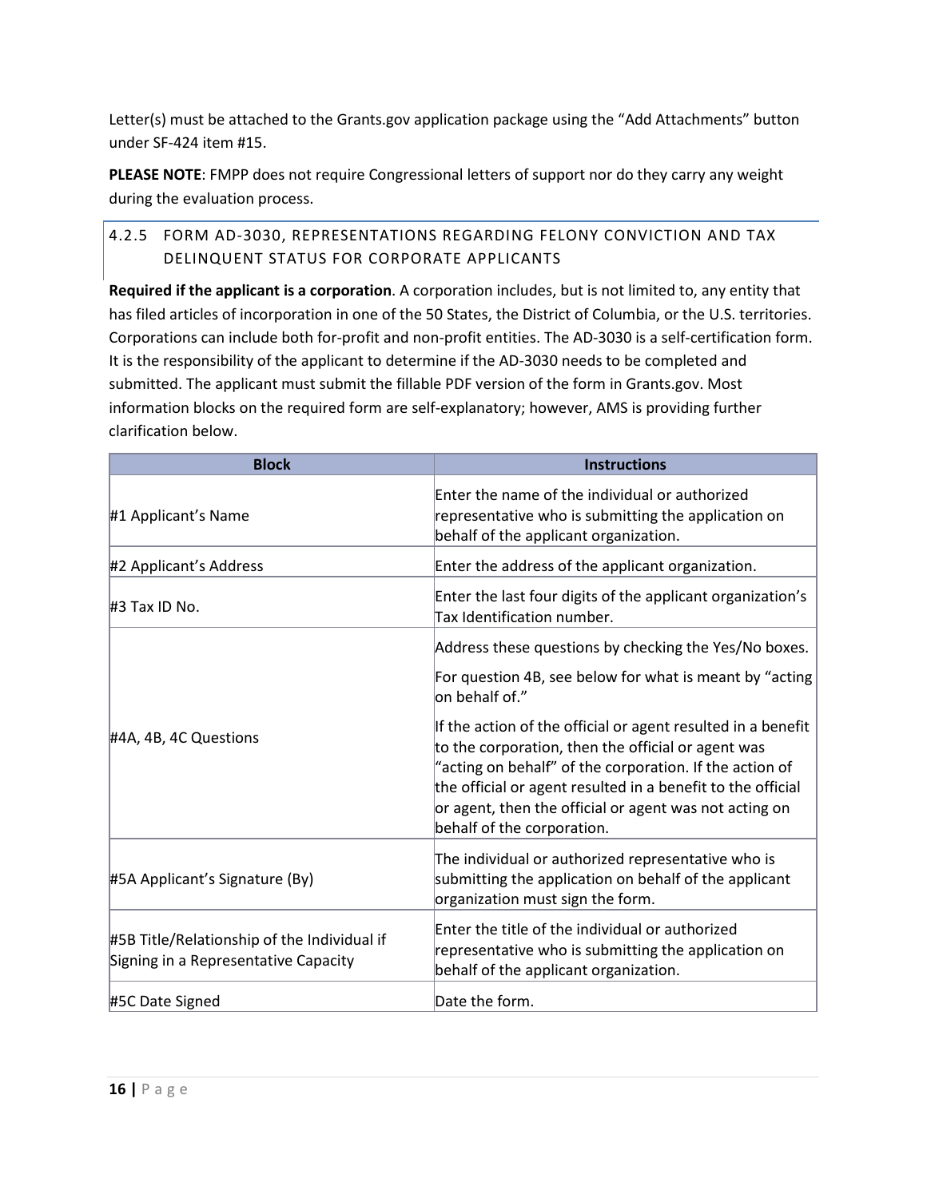Letter(s) must be attached to the Grants.gov application package using the "Add Attachments" button under SF-424 item #15.

**PLEASE NOTE**: FMPP does not require Congressional letters of support nor do they carry any weight during the evaluation process.

### 4.2.5 FORM AD-3030, REPRESENTATIONS REGARDING FELONY CONVICTION AND TAX DELINQUENT STATUS FOR CORPORATE APPLICANTS

**Required if the applicant is a corporation**. A corporation includes, but is not limited to, any entity that has filed articles of incorporation in one of the 50 States, the District of Columbia, or the U.S. territories. Corporations can include both for-profit and non-profit entities. The AD-3030 is a self-certification form. It is the responsibility of the applicant to determine if the AD-3030 needs to be completed and submitted. The applicant must submit the fillable PDF version of the form in Grants.gov. Most information blocks on the required form are self-explanatory; however, AMS is providing further clarification below.

| Block | Instructions |
| --- | --- |
| #1 Applicant's Name | Enter the name of the individual or authorized representative who is submitting the application on behalf of the applicant organization. |
| #2 Applicant's Address | Enter the address of the applicant organization. |
| #3 Tax ID No. | Enter the last four digits of the applicant organization's Tax Identification number. |
| #4A, 4B, 4C Questions | Address these questions by checking the Yes/No boxes.<br><br>For question 4B, see below for what is meant by "acting on behalf of."<br><br>If the action of the official or agent resulted in a benefit to the corporation, then the official or agent was "acting on behalf" of the corporation. If the action of the official or agent resulted in a benefit to the official or agent, then the official or agent was not acting on behalf of the corporation. |
| #5A Applicant's Signature (By) | The individual or authorized representative who is submitting the application on behalf of the applicant organization must sign the form. |
| #5B Title/Relationship of the Individual if Signing in a Representative Capacity | Enter the title of the individual or authorized representative who is submitting the application on behalf of the applicant organization. |
| #5C Date Signed | Date the form. |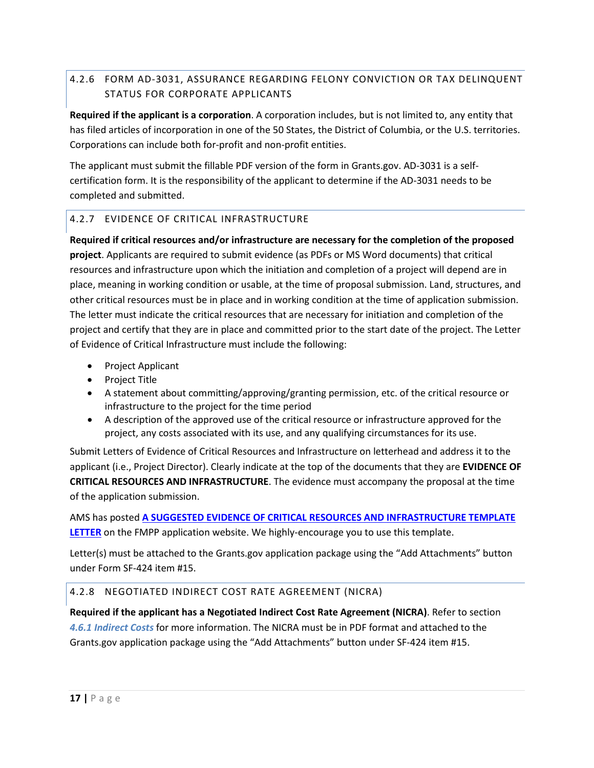### 4.2.6 FORM AD-3031, ASSURANCE REGARDING FELONY CONVICTION OR TAX DELINQUENT STATUS FOR CORPORATE APPLICANTS

**Required if the applicant is a corporation**. A corporation includes, but is not limited to, any entity that has filed articles of incorporation in one of the 50 States, the District of Columbia, or the U.S. territories. Corporations can include both for-profit and non-profit entities.

The applicant must submit the fillable PDF version of the form in Grants.gov. AD-3031 is a self-certification form. It is the responsibility of the applicant to determine if the AD-3031 needs to be completed and submitted.

### 4.2.7 EVIDENCE OF CRITICAL INFRASTRUCTURE

**Required if critical resources and/or infrastructure are necessary for the completion of the proposed project**. Applicants are required to submit evidence (as PDFs or MS Word documents) that critical resources and infrastructure upon which the initiation and completion of a project will depend are in place, meaning in working condition or usable, at the time of proposal submission. Land, structures, and other critical resources must be in place and in working condition at the time of application submission. The letter must indicate the critical resources that are necessary for initiation and completion of the project and certify that they are in place and committed prior to the start date of the project. The Letter of Evidence of Critical Infrastructure must include the following:

- Project Applicant
- Project Title
- A statement about committing/approving/granting permission, etc. of the critical resource or infrastructure to the project for the time period
- A description of the approved use of the critical resource or infrastructure approved for the project, any costs associated with its use, and any qualifying circumstances for its use.

Submit Letters of Evidence of Critical Resources and Infrastructure on letterhead and address it to the applicant (i.e., Project Director). Clearly indicate at the top of the documents that they are **EVIDENCE OF CRITICAL RESOURCES AND INFRASTRUCTURE**. The evidence must accompany the proposal at the time of the application submission.

AMS has posted **A SUGGESTED EVIDENCE OF CRITICAL RESOURCES AND INFRASTRUCTURE TEMPLATE LETTER** on the FMPP application website. We highly-encourage you to use this template.

Letter(s) must be attached to the Grants.gov application package using the "Add Attachments" button under Form SF-424 item #15.

### 4.2.8 NEGOTIATED INDIRECT COST RATE AGREEMENT (NICRA)

**Required if the applicant has a Negotiated Indirect Cost Rate Agreement (NICRA)**. Refer to section ***4.6.1 Indirect Costs*** for more information. The NICRA must be in PDF format and attached to the Grants.gov application package using the "Add Attachments" button under SF-424 item #15.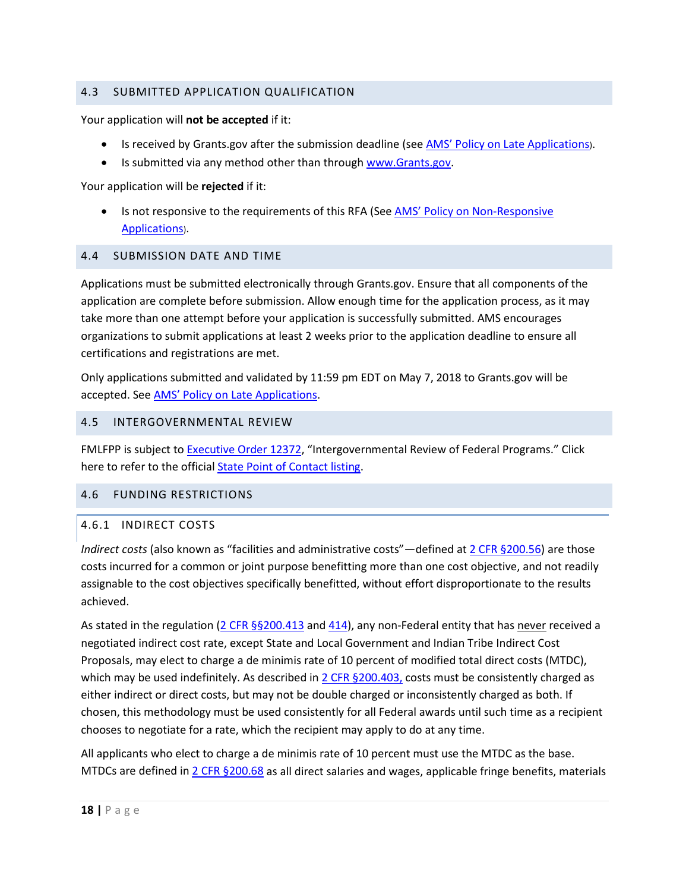## 4.3 SUBMITTED APPLICATION QUALIFICATION

Your application will **not be accepted** if it:

- Is received by Grants.gov after the submission deadline (see AMS' Policy on Late Applications).
- Is submitted via any method other than through www.Grants.gov.

Your application will be **rejected** if it:

- Is not responsive to the requirements of this RFA (See AMS' Policy on Non-Responsive Applications).

## 4.4 SUBMISSION DATE AND TIME

Applications must be submitted electronically through Grants.gov. Ensure that all components of the application are complete before submission. Allow enough time for the application process, as it may take more than one attempt before your application is successfully submitted. AMS encourages organizations to submit applications at least 2 weeks prior to the application deadline to ensure all certifications and registrations are met.

Only applications submitted and validated by 11:59 pm EDT on May 7, 2018 to Grants.gov will be accepted. See AMS' Policy on Late Applications.

## 4.5 INTERGOVERNMENTAL REVIEW

FMLFPP is subject to Executive Order 12372, "Intergovernmental Review of Federal Programs." Click here to refer to the official State Point of Contact listing.

## 4.6 FUNDING RESTRICTIONS

### 4.6.1 INDIRECT COSTS

*Indirect costs* (also known as "facilities and administrative costs"—defined at 2 CFR §200.56) are those costs incurred for a common or joint purpose benefitting more than one cost objective, and not readily assignable to the cost objectives specifically benefitted, without effort disproportionate to the results achieved.

As stated in the regulation (2 CFR §§200.413 and 414), any non-Federal entity that has never received a negotiated indirect cost rate, except State and Local Government and Indian Tribe Indirect Cost Proposals, may elect to charge a de minimis rate of 10 percent of modified total direct costs (MTDC), which may be used indefinitely. As described in 2 CFR §200.403, costs must be consistently charged as either indirect or direct costs, but may not be double charged or inconsistently charged as both. If chosen, this methodology must be used consistently for all Federal awards until such time as a recipient chooses to negotiate for a rate, which the recipient may apply to do at any time.

All applicants who elect to charge a de minimis rate of 10 percent must use the MTDC as the base. MTDCs are defined in 2 CFR §200.68 as all direct salaries and wages, applicable fringe benefits, materials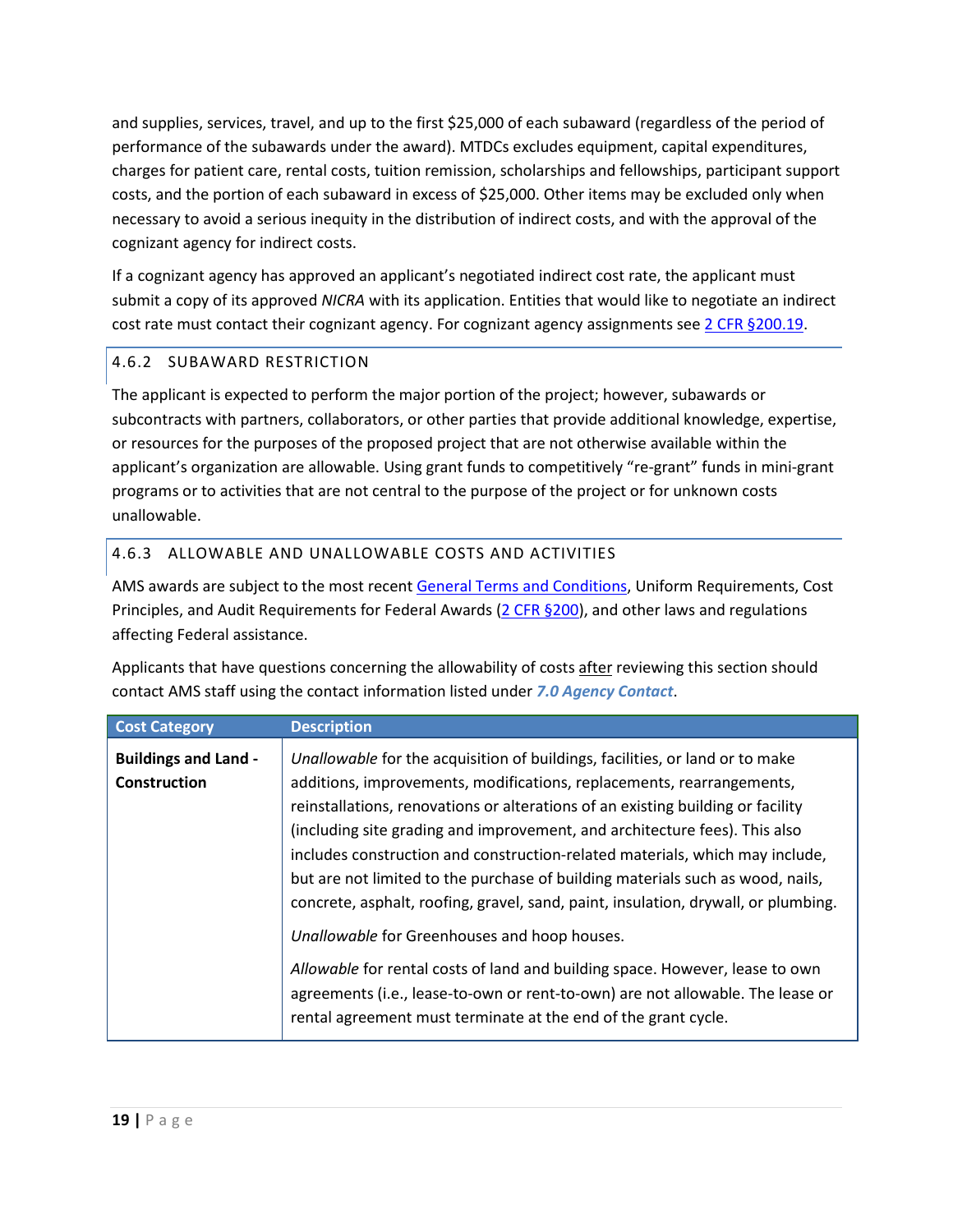and supplies, services, travel, and up to the first $25,000 of each subaward (regardless of the period of performance of the subawards under the award). MTDCs excludes equipment, capital expenditures, charges for patient care, rental costs, tuition remission, scholarships and fellowships, participant support costs, and the portion of each subaward in excess of $25,000. Other items may be excluded only when necessary to avoid a serious inequity in the distribution of indirect costs, and with the approval of the cognizant agency for indirect costs.

If a cognizant agency has approved an applicant's negotiated indirect cost rate, the applicant must submit a copy of its approved *NICRA* with its application. Entities that would like to negotiate an indirect cost rate must contact their cognizant agency. For cognizant agency assignments see 2 CFR §200.19.

### 4.6.2 SUBAWARD RESTRICTION

The applicant is expected to perform the major portion of the project; however, subawards or subcontracts with partners, collaborators, or other parties that provide additional knowledge, expertise, or resources for the purposes of the proposed project that are not otherwise available within the applicant's organization are allowable. Using grant funds to competitively "re-grant" funds in mini-grant programs or to activities that are not central to the purpose of the project or for unknown costs unallowable.

### 4.6.3 ALLOWABLE AND UNALLOWABLE COSTS AND ACTIVITIES

AMS awards are subject to the most recent General Terms and Conditions, Uniform Requirements, Cost Principles, and Audit Requirements for Federal Awards (2 CFR §200), and other laws and regulations affecting Federal assistance.

Applicants that have questions concerning the allowability of costs after reviewing this section should contact AMS staff using the contact information listed under ***7.0 Agency Contact***.

| Cost Category | Description |
| --- | --- |
| **Buildings and Land - Construction** | *Unallowable* for the acquisition of buildings, facilities, or land or to make additions, improvements, modifications, replacements, rearrangements, reinstallations, renovations or alterations of an existing building or facility (including site grading and improvement, and architecture fees). This also includes construction and construction-related materials, which may include, but are not limited to the purchase of building materials such as wood, nails, concrete, asphalt, roofing, gravel, sand, paint, insulation, drywall, or plumbing.<br><br>*Unallowable* for Greenhouses and hoop houses.<br><br>*Allowable* for rental costs of land and building space. However, lease to own agreements (i.e., lease-to-own or rent-to-own) are not allowable. The lease or rental agreement must terminate at the end of the grant cycle. |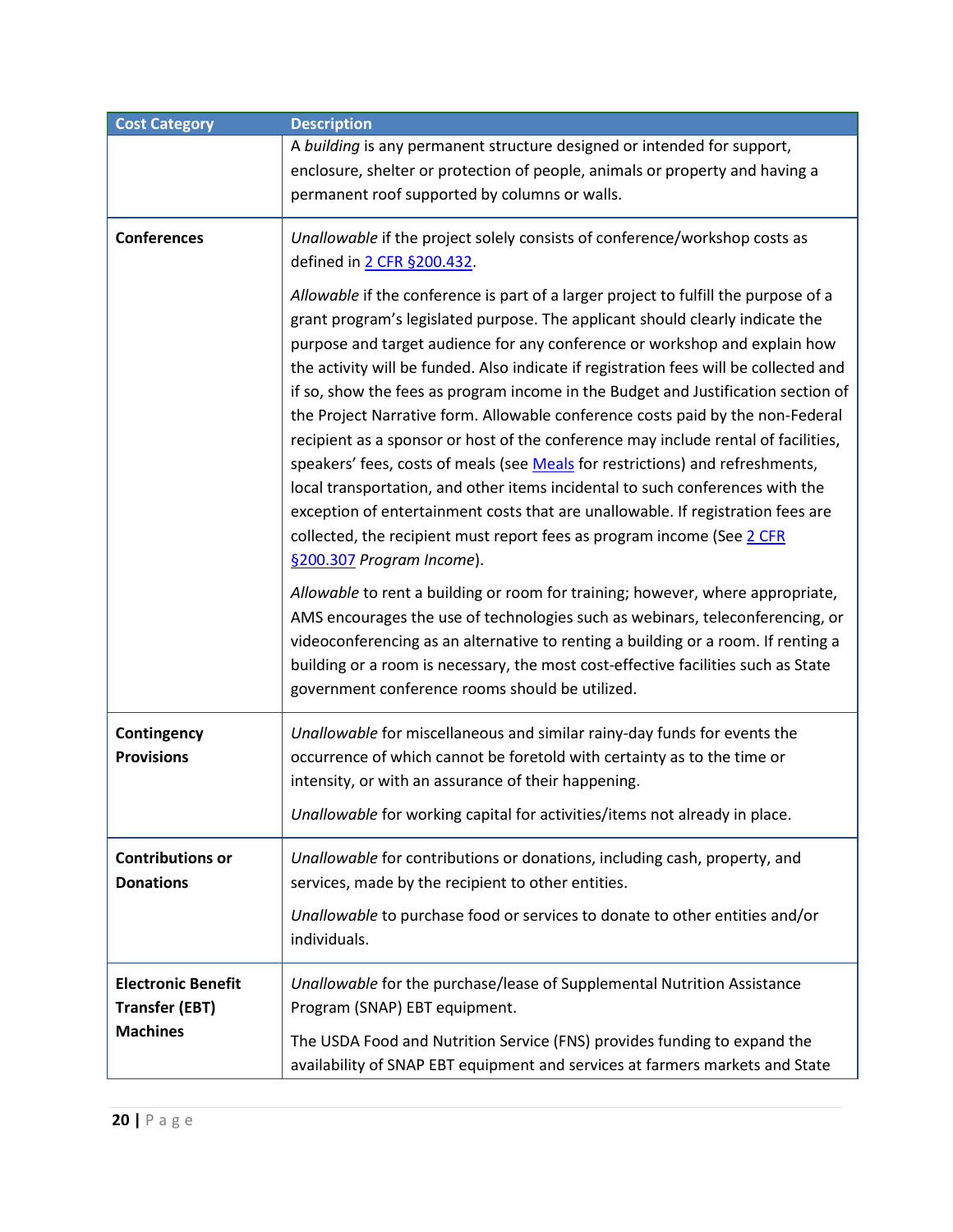| Cost Category | Description |
| --- | --- |
| | A *building* is any permanent structure designed or intended for support, enclosure, shelter or protection of people, animals or property and having a permanent roof supported by columns or walls. |
| **Conferences** | *Unallowable* if the project solely consists of conference/workshop costs as defined in 2 CFR §200.432.<br><br>*Allowable* if the conference is part of a larger project to fulfill the purpose of a grant program's legislated purpose. The applicant should clearly indicate the purpose and target audience for any conference or workshop and explain how the activity will be funded. Also indicate if registration fees will be collected and if so, show the fees as program income in the Budget and Justification section of the Project Narrative form. Allowable conference costs paid by the non-Federal recipient as a sponsor or host of the conference may include rental of facilities, speakers' fees, costs of meals (see Meals for restrictions) and refreshments, local transportation, and other items incidental to such conferences with the exception of entertainment costs that are unallowable. If registration fees are collected, the recipient must report fees as program income (See 2 CFR §200.307 *Program Income*).<br><br>*Allowable* to rent a building or room for training; however, where appropriate, AMS encourages the use of technologies such as webinars, teleconferencing, or videoconferencing as an alternative to renting a building or a room. If renting a building or a room is necessary, the most cost-effective facilities such as State government conference rooms should be utilized. |
| **Contingency Provisions** | *Unallowable* for miscellaneous and similar rainy-day funds for events the occurrence of which cannot be foretold with certainty as to the time or intensity, or with an assurance of their happening.<br><br>*Unallowable* for working capital for activities/items not already in place. |
| **Contributions or Donations** | *Unallowable* for contributions or donations, including cash, property, and services, made by the recipient to other entities.<br><br>*Unallowable* to purchase food or services to donate to other entities and/or individuals. |
| **Electronic Benefit Transfer (EBT) Machines** | *Unallowable* for the purchase/lease of Supplemental Nutrition Assistance Program (SNAP) EBT equipment.<br><br>The USDA Food and Nutrition Service (FNS) provides funding to expand the availability of SNAP EBT equipment and services at farmers markets and State |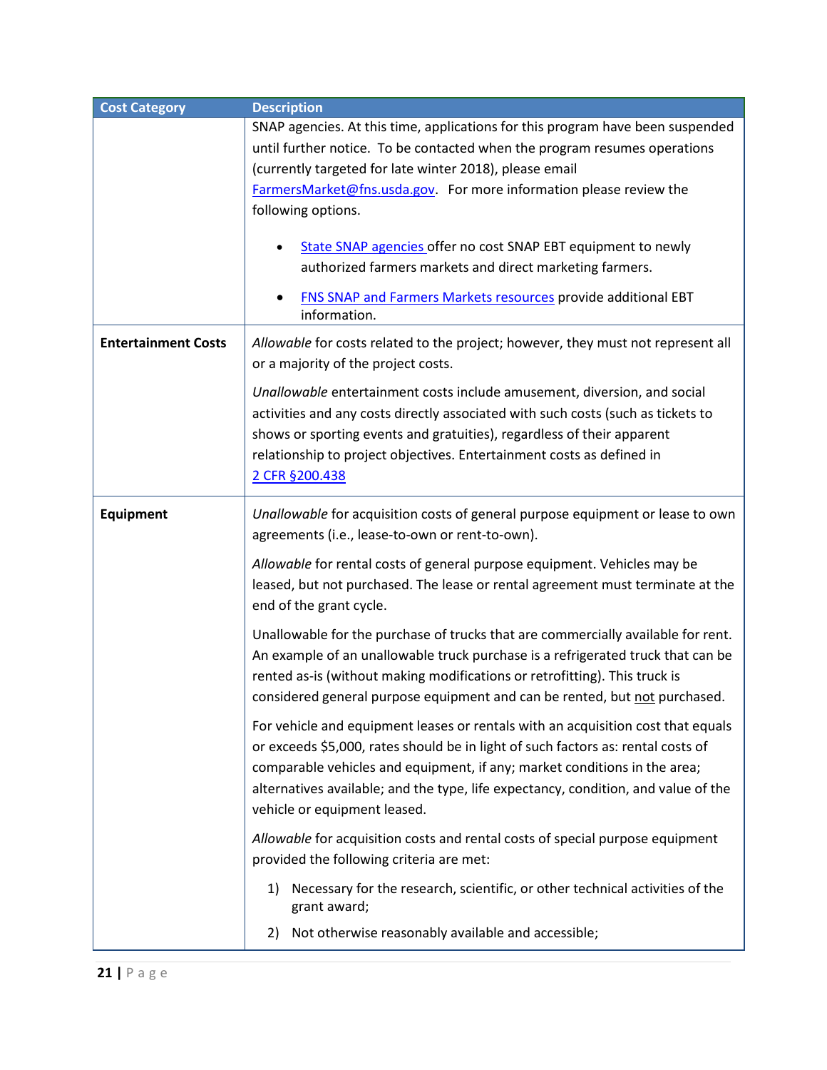| Cost Category | Description |
| --- | --- |
| | SNAP agencies. At this time, applications for this program have been suspended until further notice. To be contacted when the program resumes operations (currently targeted for late winter 2018), please email [FarmersMarket@fns.usda.gov](mailto:FarmersMarket@fns.usda.gov). For more information please review the following options.<br><br>• [State SNAP agencies](#) offer no cost SNAP EBT equipment to newly authorized farmers markets and direct marketing farmers.<br>• [FNS SNAP and Farmers Markets resources](#) provide additional EBT information. |
| **Entertainment Costs** | *Allowable* for costs related to the project; however, they must not represent all or a majority of the project costs.<br><br>*Unallowable* entertainment costs include amusement, diversion, and social activities and any costs directly associated with such costs (such as tickets to shows or sporting events and gratuities), regardless of their apparent relationship to project objectives. Entertainment costs as defined in [2 CFR §200.438](#) |
| **Equipment** | *Unallowable* for acquisition costs of general purpose equipment or lease to own agreements (i.e., lease-to-own or rent-to-own).<br><br>*Allowable* for rental costs of general purpose equipment. Vehicles may be leased, but not purchased. The lease or rental agreement must terminate at the end of the grant cycle.<br><br>Unallowable for the purchase of trucks that are commercially available for rent. An example of an unallowable truck purchase is a refrigerated truck that can be rented as-is (without making modifications or retrofitting). This truck is considered general purpose equipment and can be rented, but not purchased.<br><br>For vehicle and equipment leases or rentals with an acquisition cost that equals or exceeds $5,000, rates should be in light of such factors as: rental costs of comparable vehicles and equipment, if any; market conditions in the area; alternatives available; and the type, life expectancy, condition, and value of the vehicle or equipment leased.<br><br>*Allowable* for acquisition costs and rental costs of special purpose equipment provided the following criteria are met:<br><br>1) Necessary for the research, scientific, or other technical activities of the grant award;<br>2) Not otherwise reasonably available and accessible; |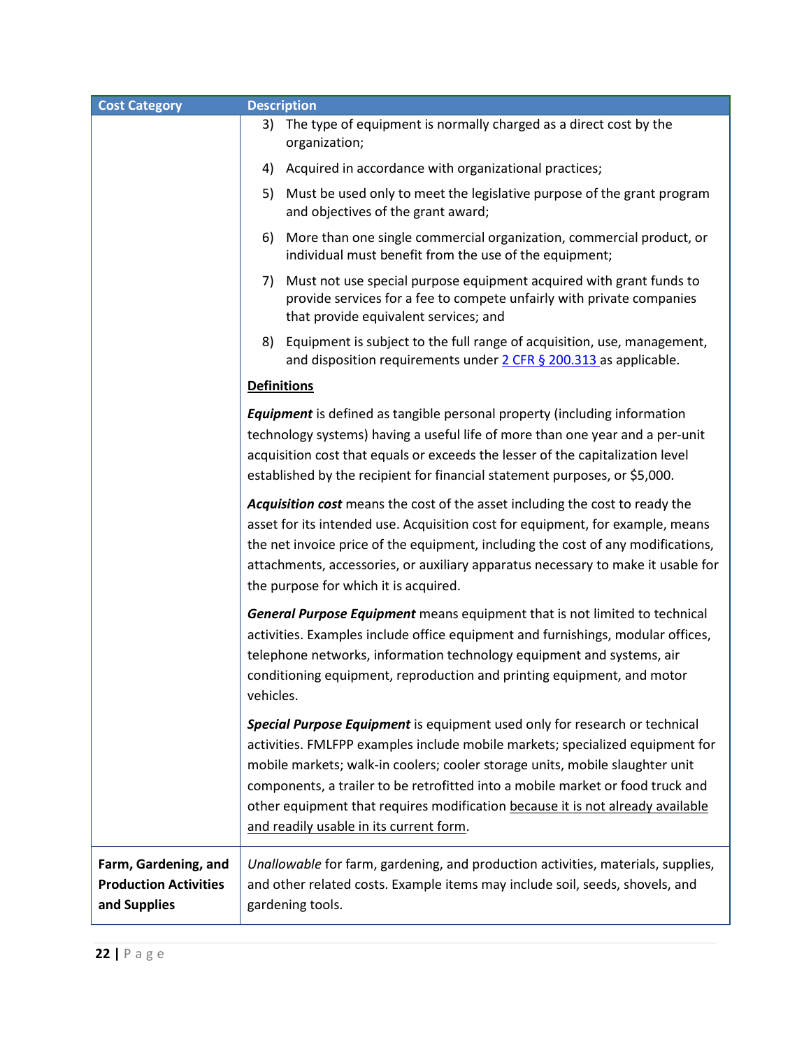| Cost Category | Description |
| --- | --- |
| | 3) The type of equipment is normally charged as a direct cost by the organization;<br><br>4) Acquired in accordance with organizational practices;<br><br>5) Must be used only to meet the legislative purpose of the grant program and objectives of the grant award;<br><br>6) More than one single commercial organization, commercial product, or individual must benefit from the use of the equipment;<br><br>7) Must not use special purpose equipment acquired with grant funds to provide services for a fee to compete unfairly with private companies that provide equivalent services; and<br><br>8) Equipment is subject to the full range of acquisition, use, management, and disposition requirements under 2 CFR § 200.313 as applicable.<br><br>**Definitions**<br><br>***Equipment*** is defined as tangible personal property (including information technology systems) having a useful life of more than one year and a per-unit acquisition cost that equals or exceeds the lesser of the capitalization level established by the recipient for financial statement purposes, or $5,000.<br><br>***Acquisition cost*** means the cost of the asset including the cost to ready the asset for its intended use. Acquisition cost for equipment, for example, means the net invoice price of the equipment, including the cost of any modifications, attachments, accessories, or auxiliary apparatus necessary to make it usable for the purpose for which it is acquired.<br><br>***General Purpose Equipment*** means equipment that is not limited to technical activities. Examples include office equipment and furnishings, modular offices, telephone networks, information technology equipment and systems, air conditioning equipment, reproduction and printing equipment, and motor vehicles.<br><br>***Special Purpose Equipment*** is equipment used only for research or technical activities. FMLFPP examples include mobile markets; specialized equipment for mobile markets; walk-in coolers; cooler storage units, mobile slaughter unit components, a trailer to be retrofitted into a mobile market or food truck and other equipment that requires modification because it is not already available and readily usable in its current form. |
| **Farm, Gardening, and Production Activities and Supplies** | *Unallowable* for farm, gardening, and production activities, materials, supplies, and other related costs. Example items may include soil, seeds, shovels, and gardening tools. |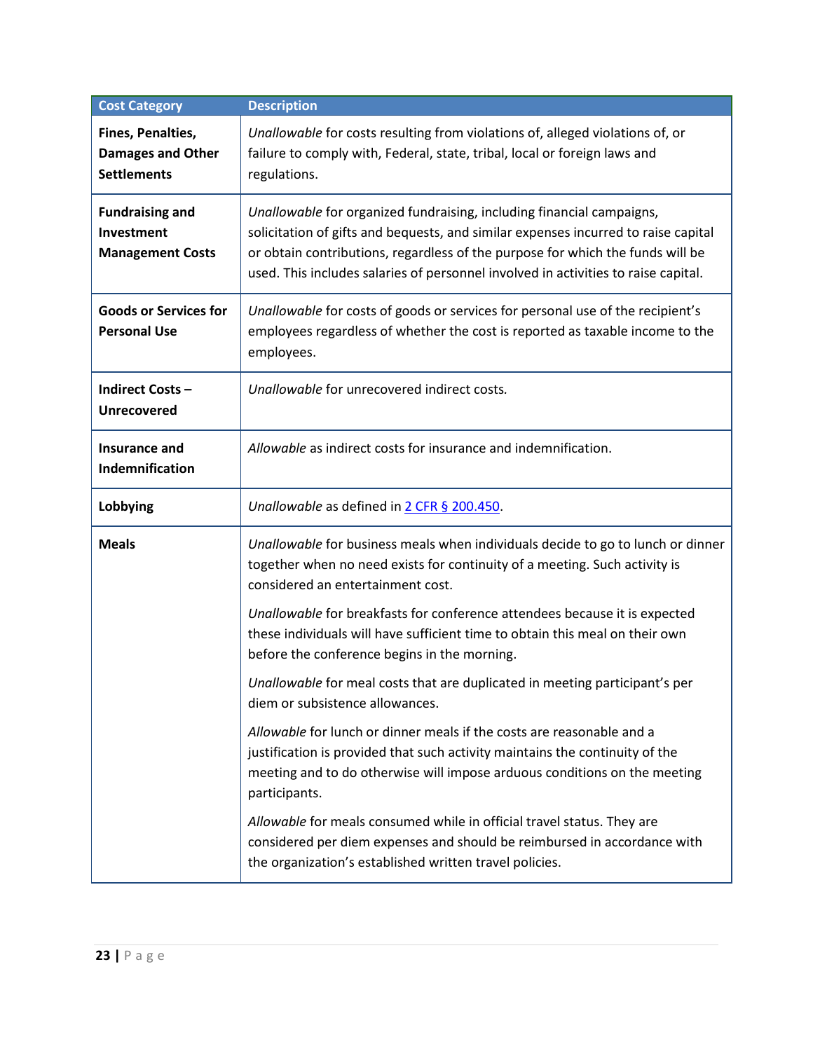| Cost Category | Description |
| --- | --- |
| **Fines, Penalties, Damages and Other Settlements** | *Unallowable* for costs resulting from violations of, alleged violations of, or failure to comply with, Federal, state, tribal, local or foreign laws and regulations. |
| **Fundraising and Investment Management Costs** | *Unallowable* for organized fundraising, including financial campaigns, solicitation of gifts and bequests, and similar expenses incurred to raise capital or obtain contributions, regardless of the purpose for which the funds will be used. This includes salaries of personnel involved in activities to raise capital. |
| **Goods or Services for Personal Use** | *Unallowable* for costs of goods or services for personal use of the recipient's employees regardless of whether the cost is reported as taxable income to the employees. |
| **Indirect Costs – Unrecovered** | *Unallowable* for unrecovered indirect costs. |
| **Insurance and Indemnification** | *Allowable* as indirect costs for insurance and indemnification. |
| **Lobbying** | *Unallowable* as defined in [2 CFR § 200.450]. |
| **Meals** | *Unallowable* for business meals when individuals decide to go to lunch or dinner together when no need exists for continuity of a meeting. Such activity is considered an entertainment cost.<br><br>*Unallowable* for breakfasts for conference attendees because it is expected these individuals will have sufficient time to obtain this meal on their own before the conference begins in the morning.<br><br>*Unallowable* for meal costs that are duplicated in meeting participant's per diem or subsistence allowances.<br><br>*Allowable* for lunch or dinner meals if the costs are reasonable and a justification is provided that such activity maintains the continuity of the meeting and to do otherwise will impose arduous conditions on the meeting participants.<br><br>*Allowable* for meals consumed while in official travel status. They are considered per diem expenses and should be reimbursed in accordance with the organization's established written travel policies. |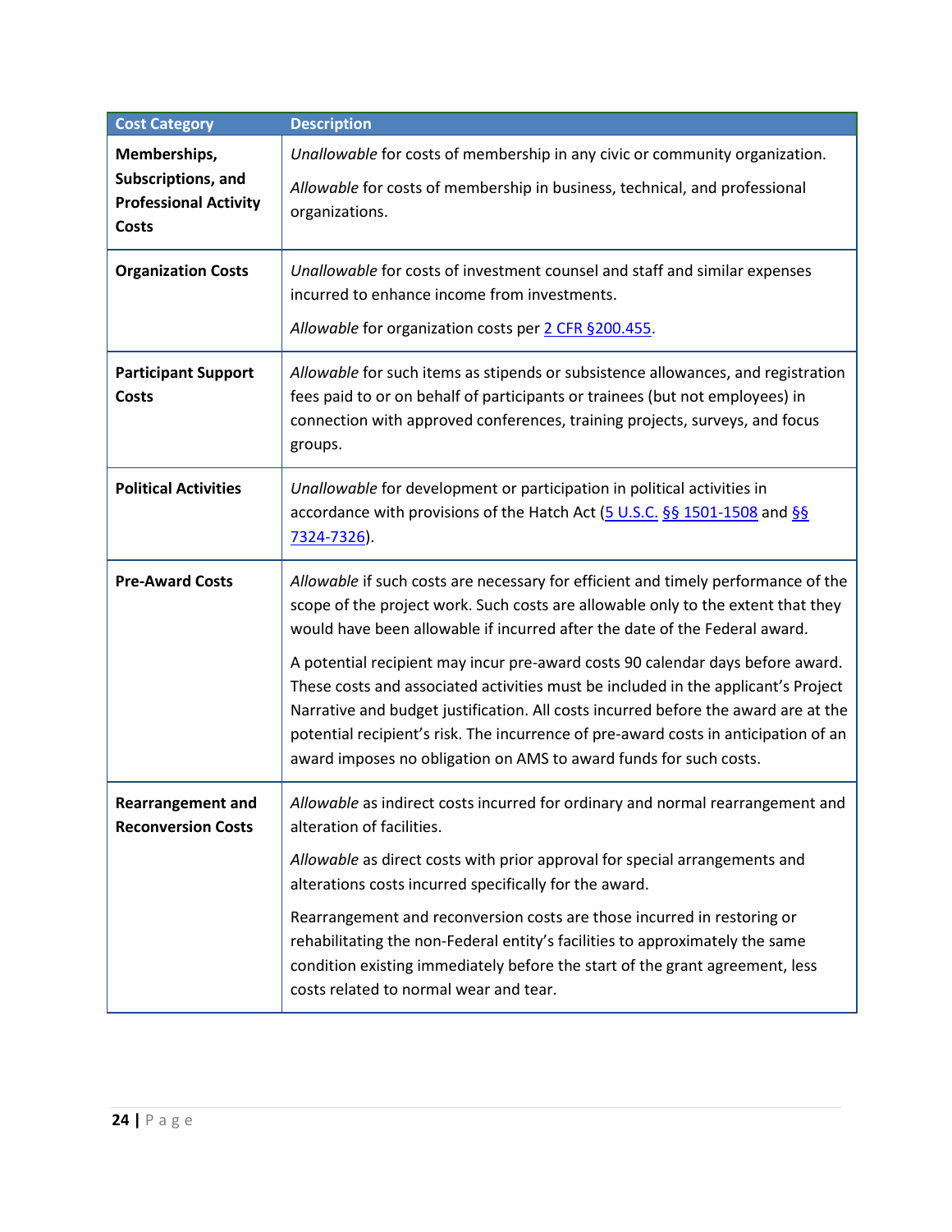| Cost Category | Description |
|---|---|
| **Memberships, Subscriptions, and Professional Activity Costs** | *Unallowable* for costs of membership in any civic or community organization.<br><br>*Allowable* for costs of membership in business, technical, and professional organizations. |
| **Organization Costs** | *Unallowable* for costs of investment counsel and staff and similar expenses incurred to enhance income from investments.<br><br>*Allowable* for organization costs per [2 CFR §200.455](). |
| **Participant Support Costs** | *Allowable* for such items as stipends or subsistence allowances, and registration fees paid to or on behalf of participants or trainees (but not employees) in connection with approved conferences, training projects, surveys, and focus groups. |
| **Political Activities** | *Unallowable* for development or participation in political activities in accordance with provisions of the Hatch Act ([5 U.S.C.]() [§§ 1501-1508]() and [§§ 7324-7326]()). |
| **Pre-Award Costs** | *Allowable* if such costs are necessary for efficient and timely performance of the scope of the project work. Such costs are allowable only to the extent that they would have been allowable if incurred after the date of the Federal award.<br><br>A potential recipient may incur pre-award costs 90 calendar days before award. These costs and associated activities must be included in the applicant's Project Narrative and budget justification. All costs incurred before the award are at the potential recipient's risk. The incurrence of pre-award costs in anticipation of an award imposes no obligation on AMS to award funds for such costs. |
| **Rearrangement and Reconversion Costs** | *Allowable* as indirect costs incurred for ordinary and normal rearrangement and alteration of facilities.<br><br>*Allowable* as direct costs with prior approval for special arrangements and alterations costs incurred specifically for the award.<br><br>Rearrangement and reconversion costs are those incurred in restoring or rehabilitating the non-Federal entity's facilities to approximately the same condition existing immediately before the start of the grant agreement, less costs related to normal wear and tear. |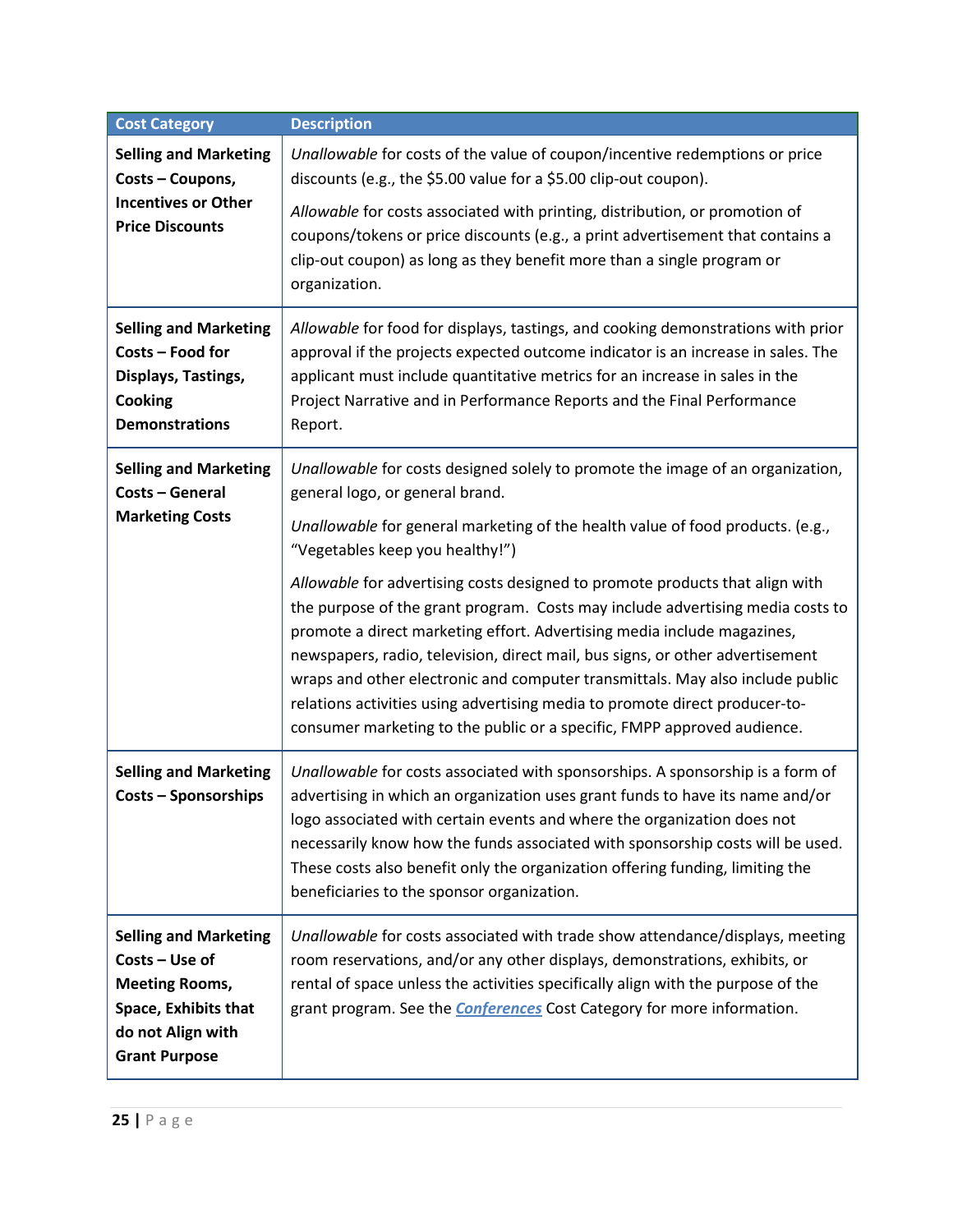| Cost Category | Description |
|---|---|
| **Selling and Marketing Costs – Coupons, Incentives or Other Price Discounts** | *Unallowable* for costs of the value of coupon/incentive redemptions or price discounts (e.g., the $5.00 value for a $5.00 clip-out coupon). <br><br> *Allowable* for costs associated with printing, distribution, or promotion of coupons/tokens or price discounts (e.g., a print advertisement that contains a clip-out coupon) as long as they benefit more than a single program or organization. |
| **Selling and Marketing Costs – Food for Displays, Tastings, Cooking Demonstrations** | *Allowable* for food for displays, tastings, and cooking demonstrations with prior approval if the projects expected outcome indicator is an increase in sales. The applicant must include quantitative metrics for an increase in sales in the Project Narrative and in Performance Reports and the Final Performance Report. |
| **Selling and Marketing Costs – General Marketing Costs** | *Unallowable* for costs designed solely to promote the image of an organization, general logo, or general brand. <br><br> *Unallowable* for general marketing of the health value of food products. (e.g., "Vegetables keep you healthy!") <br><br> *Allowable* for advertising costs designed to promote products that align with the purpose of the grant program. Costs may include advertising media costs to promote a direct marketing effort. Advertising media include magazines, newspapers, radio, television, direct mail, bus signs, or other advertisement wraps and other electronic and computer transmittals. May also include public relations activities using advertising media to promote direct producer-to-consumer marketing to the public or a specific, FMPP approved audience. |
| **Selling and Marketing Costs – Sponsorships** | *Unallowable* for costs associated with sponsorships. A sponsorship is a form of advertising in which an organization uses grant funds to have its name and/or logo associated with certain events and where the organization does not necessarily know how the funds associated with sponsorship costs will be used. These costs also benefit only the organization offering funding, limiting the beneficiaries to the sponsor organization. |
| **Selling and Marketing Costs – Use of Meeting Rooms, Space, Exhibits that do not Align with Grant Purpose** | *Unallowable* for costs associated with trade show attendance/displays, meeting room reservations, and/or any other displays, demonstrations, exhibits, or rental of space unless the activities specifically align with the purpose of the grant program. See the ***Conferences*** Cost Category for more information. |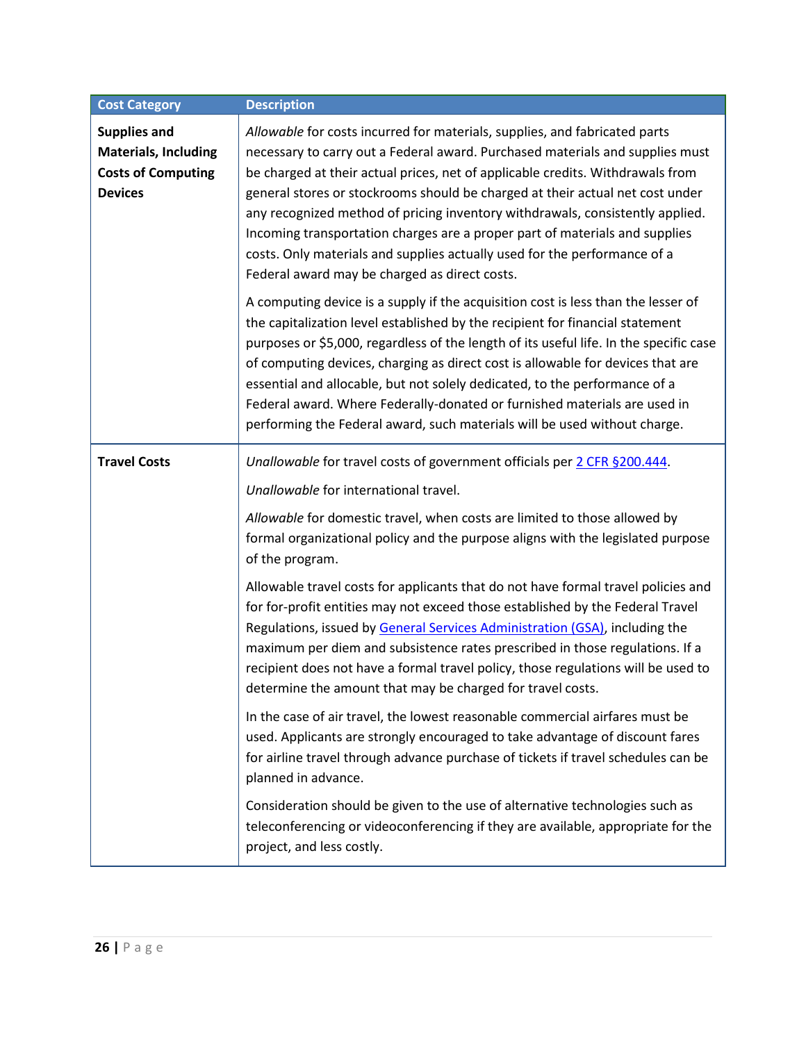| Cost Category | Description |
|---|---|
| **Supplies and Materials, Including Costs of Computing Devices** | *Allowable* for costs incurred for materials, supplies, and fabricated parts necessary to carry out a Federal award. Purchased materials and supplies must be charged at their actual prices, net of applicable credits. Withdrawals from general stores or stockrooms should be charged at their actual net cost under any recognized method of pricing inventory withdrawals, consistently applied. Incoming transportation charges are a proper part of materials and supplies costs. Only materials and supplies actually used for the performance of a Federal award may be charged as direct costs.<br><br>A computing device is a supply if the acquisition cost is less than the lesser of the capitalization level established by the recipient for financial statement purposes or $5,000, regardless of the length of its useful life. In the specific case of computing devices, charging as direct cost is allowable for devices that are essential and allocable, but not solely dedicated, to the performance of a Federal award. Where Federally-donated or furnished materials are used in performing the Federal award, such materials will be used without charge. |
| **Travel Costs** | *Unallowable* for travel costs of government officials per 2 CFR §200.444.<br><br>*Unallowable* for international travel.<br><br>*Allowable* for domestic travel, when costs are limited to those allowed by formal organizational policy and the purpose aligns with the legislated purpose of the program.<br><br>Allowable travel costs for applicants that do not have formal travel policies and for for-profit entities may not exceed those established by the Federal Travel Regulations, issued by General Services Administration (GSA), including the maximum per diem and subsistence rates prescribed in those regulations. If a recipient does not have a formal travel policy, those regulations will be used to determine the amount that may be charged for travel costs.<br><br>In the case of air travel, the lowest reasonable commercial airfares must be used. Applicants are strongly encouraged to take advantage of discount fares for airline travel through advance purchase of tickets if travel schedules can be planned in advance.<br><br>Consideration should be given to the use of alternative technologies such as teleconferencing or videoconferencing if they are available, appropriate for the project, and less costly. |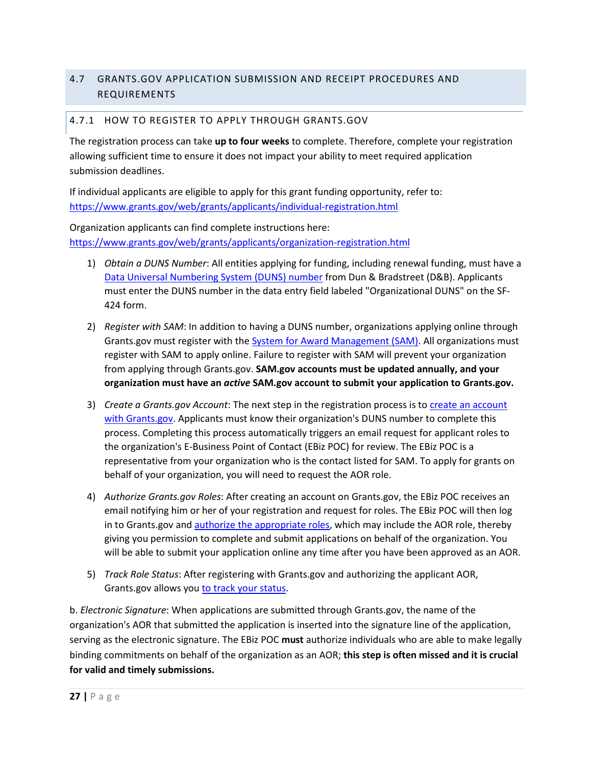## 4.7 GRANTS.GOV APPLICATION SUBMISSION AND RECEIPT PROCEDURES AND REQUIREMENTS

### 4.7.1 HOW TO REGISTER TO APPLY THROUGH GRANTS.GOV

The registration process can take **up to four weeks** to complete. Therefore, complete your registration allowing sufficient time to ensure it does not impact your ability to meet required application submission deadlines.

If individual applicants are eligible to apply for this grant funding opportunity, refer to: https://www.grants.gov/web/grants/applicants/individual-registration.html

Organization applicants can find complete instructions here: https://www.grants.gov/web/grants/applicants/organization-registration.html

1) *Obtain a DUNS Number*: All entities applying for funding, including renewal funding, must have a Data Universal Numbering System (DUNS) number from Dun & Bradstreet (D&B). Applicants must enter the DUNS number in the data entry field labeled "Organizational DUNS" on the SF-424 form.

2) *Register with SAM*: In addition to having a DUNS number, organizations applying online through Grants.gov must register with the System for Award Management (SAM). All organizations must register with SAM to apply online. Failure to register with SAM will prevent your organization from applying through Grants.gov. **SAM.gov accounts must be updated annually, and your organization must have an *active* SAM.gov account to submit your application to Grants.gov.**

3) *Create a Grants.gov Account*: The next step in the registration process is to create an account with Grants.gov. Applicants must know their organization's DUNS number to complete this process. Completing this process automatically triggers an email request for applicant roles to the organization's E-Business Point of Contact (EBiz POC) for review. The EBiz POC is a representative from your organization who is the contact listed for SAM. To apply for grants on behalf of your organization, you will need to request the AOR role.

4) *Authorize Grants.gov Roles*: After creating an account on Grants.gov, the EBiz POC receives an email notifying him or her of your registration and request for roles. The EBiz POC will then log in to Grants.gov and authorize the appropriate roles, which may include the AOR role, thereby giving you permission to complete and submit applications on behalf of the organization. You will be able to submit your application online any time after you have been approved as an AOR.

5) *Track Role Status*: After registering with Grants.gov and authorizing the applicant AOR, Grants.gov allows you to track your status.

b. *Electronic Signature*: When applications are submitted through Grants.gov, the name of the organization's AOR that submitted the application is inserted into the signature line of the application, serving as the electronic signature. The EBiz POC **must** authorize individuals who are able to make legally binding commitments on behalf of the organization as an AOR; **this step is often missed and it is crucial for valid and timely submissions.**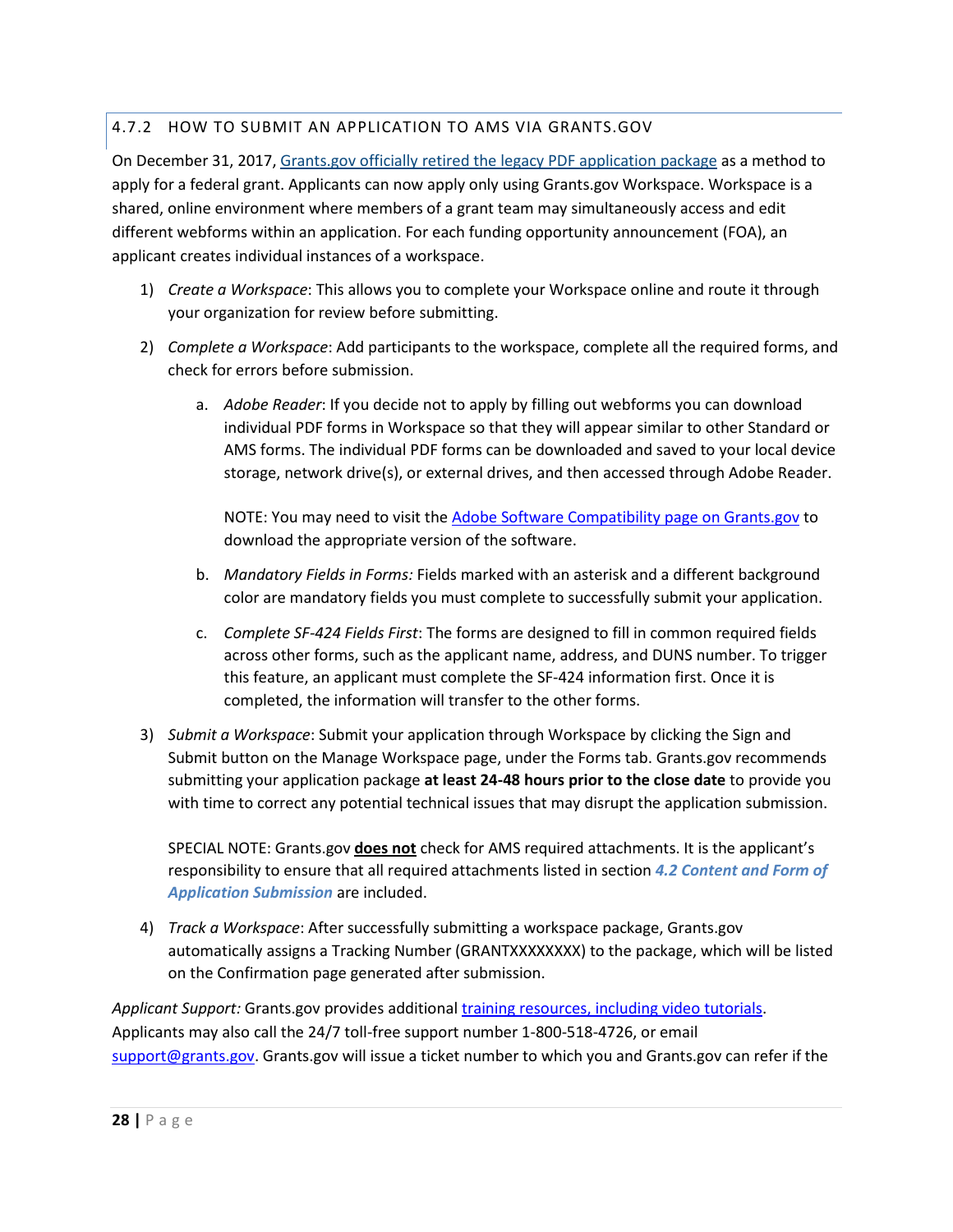### 4.7.2 HOW TO SUBMIT AN APPLICATION TO AMS VIA GRANTS.GOV

On December 31, 2017, Grants.gov officially retired the legacy PDF application package as a method to apply for a federal grant. Applicants can now apply only using Grants.gov Workspace. Workspace is a shared, online environment where members of a grant team may simultaneously access and edit different webforms within an application. For each funding opportunity announcement (FOA), an applicant creates individual instances of a workspace.

1) *Create a Workspace*: This allows you to complete your Workspace online and route it through your organization for review before submitting.

2) *Complete a Workspace*: Add participants to the workspace, complete all the required forms, and check for errors before submission.

    a. *Adobe Reader*: If you decide not to apply by filling out webforms you can download individual PDF forms in Workspace so that they will appear similar to other Standard or AMS forms. The individual PDF forms can be downloaded and saved to your local device storage, network drive(s), or external drives, and then accessed through Adobe Reader.

       NOTE: You may need to visit the Adobe Software Compatibility page on Grants.gov to download the appropriate version of the software.

    b. *Mandatory Fields in Forms:* Fields marked with an asterisk and a different background color are mandatory fields you must complete to successfully submit your application.

    c. *Complete SF-424 Fields First*: The forms are designed to fill in common required fields across other forms, such as the applicant name, address, and DUNS number. To trigger this feature, an applicant must complete the SF-424 information first. Once it is completed, the information will transfer to the other forms.

3) *Submit a Workspace*: Submit your application through Workspace by clicking the Sign and Submit button on the Manage Workspace page, under the Forms tab. Grants.gov recommends submitting your application package **at least 24-48 hours prior to the close date** to provide you with time to correct any potential technical issues that may disrupt the application submission.

   SPECIAL NOTE: Grants.gov **does not** check for AMS required attachments. It is the applicant's responsibility to ensure that all required attachments listed in section ***4.2 Content and Form of Application Submission*** are included.

4) *Track a Workspace*: After successfully submitting a workspace package, Grants.gov automatically assigns a Tracking Number (GRANTXXXXXXXX) to the package, which will be listed on the Confirmation page generated after submission.

*Applicant Support:* Grants.gov provides additional training resources, including video tutorials. Applicants may also call the 24/7 toll-free support number 1-800-518-4726, or email support@grants.gov. Grants.gov will issue a ticket number to which you and Grants.gov can refer if the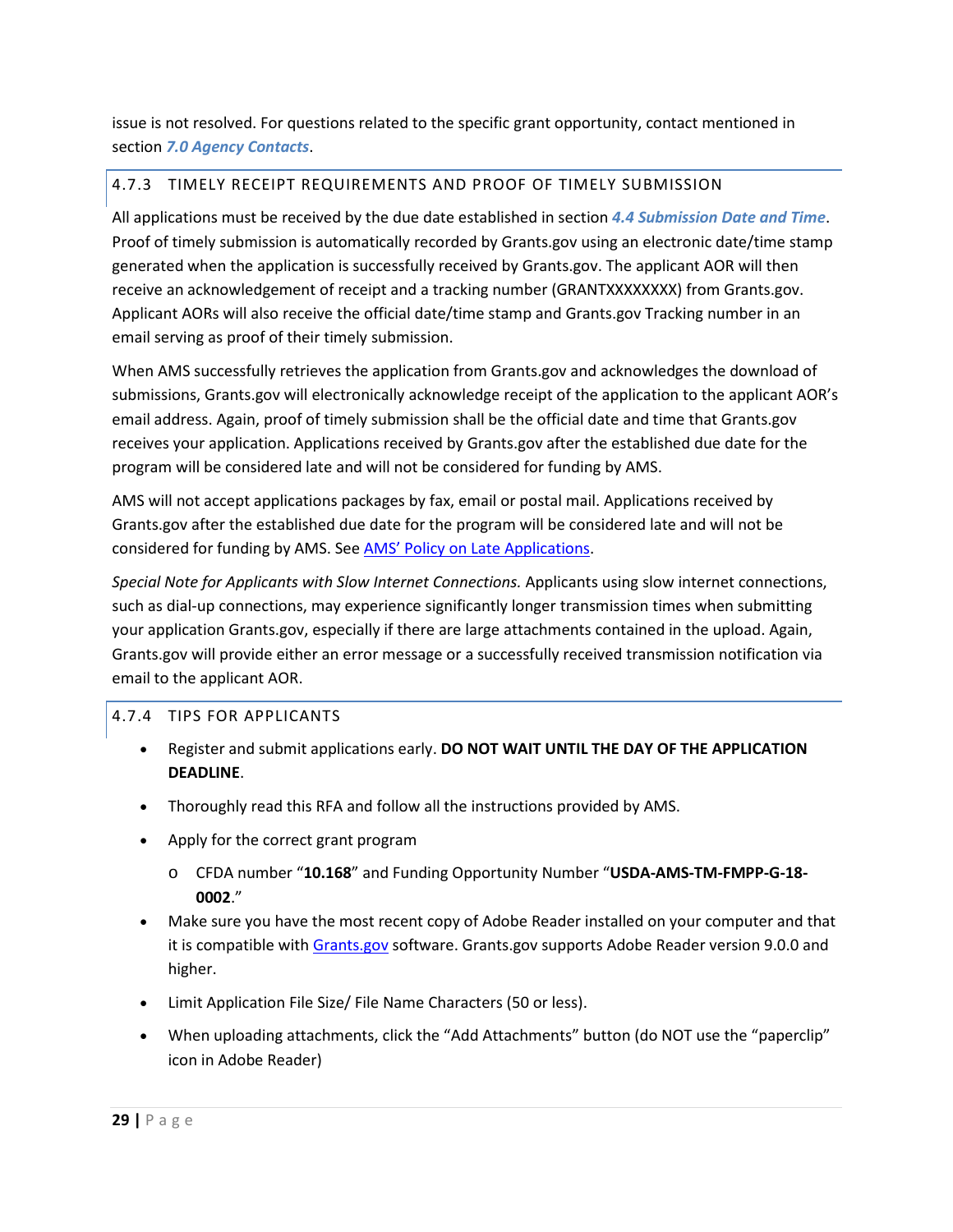issue is not resolved. For questions related to the specific grant opportunity, contact mentioned in section ***7.0 Agency Contacts***.

### 4.7.3 TIMELY RECEIPT REQUIREMENTS AND PROOF OF TIMELY SUBMISSION

All applications must be received by the due date established in section ***4.4 Submission Date and Time***. Proof of timely submission is automatically recorded by Grants.gov using an electronic date/time stamp generated when the application is successfully received by Grants.gov. The applicant AOR will then receive an acknowledgement of receipt and a tracking number (GRANTXXXXXXXX) from Grants.gov. Applicant AORs will also receive the official date/time stamp and Grants.gov Tracking number in an email serving as proof of their timely submission.

When AMS successfully retrieves the application from Grants.gov and acknowledges the download of submissions, Grants.gov will electronically acknowledge receipt of the application to the applicant AOR's email address. Again, proof of timely submission shall be the official date and time that Grants.gov receives your application. Applications received by Grants.gov after the established due date for the program will be considered late and will not be considered for funding by AMS.

AMS will not accept applications packages by fax, email or postal mail. Applications received by Grants.gov after the established due date for the program will be considered late and will not be considered for funding by AMS. See AMS' Policy on Late Applications.

*Special Note for Applicants with Slow Internet Connections.* Applicants using slow internet connections, such as dial-up connections, may experience significantly longer transmission times when submitting your application Grants.gov, especially if there are large attachments contained in the upload. Again, Grants.gov will provide either an error message or a successfully received transmission notification via email to the applicant AOR.

### 4.7.4 TIPS FOR APPLICANTS

- Register and submit applications early. **DO NOT WAIT UNTIL THE DAY OF THE APPLICATION DEADLINE**.
- Thoroughly read this RFA and follow all the instructions provided by AMS.
- Apply for the correct grant program
  - CFDA number "**10.168**" and Funding Opportunity Number "**USDA-AMS-TM-FMPP-G-18-0002**."
- Make sure you have the most recent copy of Adobe Reader installed on your computer and that it is compatible with Grants.gov software. Grants.gov supports Adobe Reader version 9.0.0 and higher.
- Limit Application File Size/ File Name Characters (50 or less).
- When uploading attachments, click the "Add Attachments" button (do NOT use the "paperclip" icon in Adobe Reader)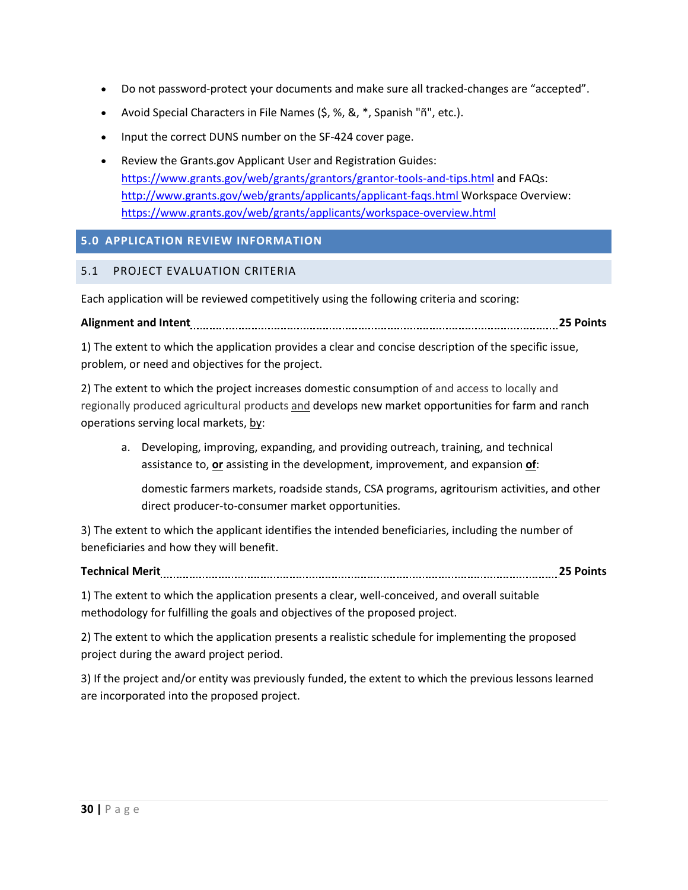- Do not password-protect your documents and make sure all tracked-changes are "accepted".
- Avoid Special Characters in File Names ($, %, &, *, Spanish "ñ", etc.).
- Input the correct DUNS number on the SF-424 cover page.
- Review the Grants.gov Applicant User and Registration Guides: https://www.grants.gov/web/grants/grantors/grantor-tools-and-tips.html and FAQs: http://www.grants.gov/web/grants/applicants/applicant-faqs.html Workspace Overview: https://www.grants.gov/web/grants/applicants/workspace-overview.html

## 5.0 APPLICATION REVIEW INFORMATION

### 5.1 PROJECT EVALUATION CRITERIA

Each application will be reviewed competitively using the following criteria and scoring:

**Alignment and Intent ........................................ 25 Points**

1) The extent to which the application provides a clear and concise description of the specific issue, problem, or need and objectives for the project.

2) The extent to which the project increases domestic consumption of and access to locally and regionally produced agricultural products and develops new market opportunities for farm and ranch operations serving local markets, by:

   a. Developing, improving, expanding, and providing outreach, training, and technical assistance to, **or** assisting in the development, improvement, and expansion **of**:

      domestic farmers markets, roadside stands, CSA programs, agritourism activities, and other direct producer-to-consumer market opportunities.

3) The extent to which the applicant identifies the intended beneficiaries, including the number of beneficiaries and how they will benefit.

**Technical Merit ........................................ 25 Points**

1) The extent to which the application presents a clear, well-conceived, and overall suitable methodology for fulfilling the goals and objectives of the proposed project.

2) The extent to which the application presents a realistic schedule for implementing the proposed project during the award project period.

3) If the project and/or entity was previously funded, the extent to which the previous lessons learned are incorporated into the proposed project.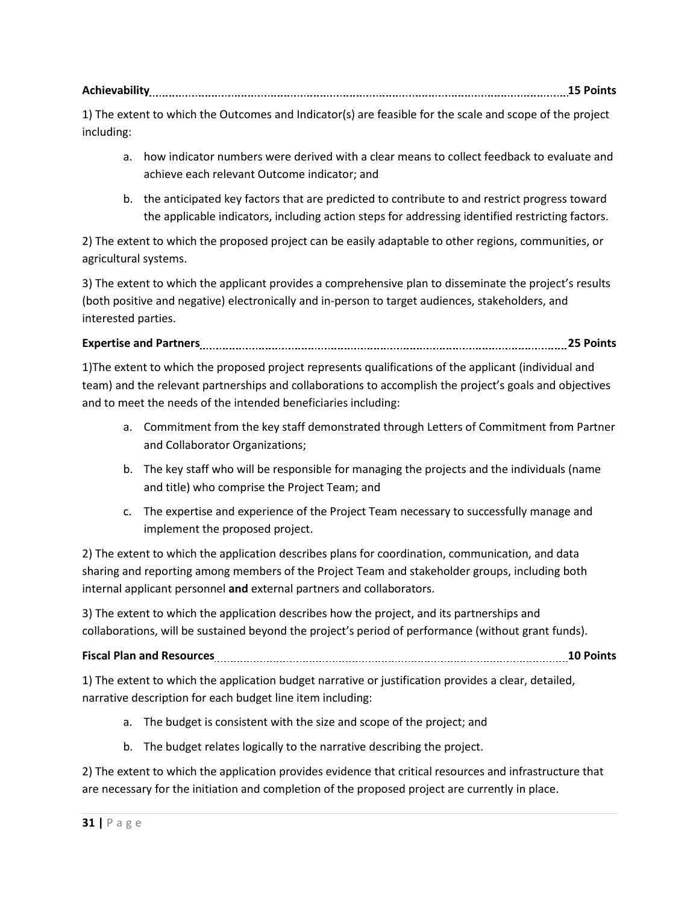**Achievability ........................................................................................................................ 15 Points**

1) The extent to which the Outcomes and Indicator(s) are feasible for the scale and scope of the project including:

   a. how indicator numbers were derived with a clear means to collect feedback to evaluate and achieve each relevant Outcome indicator; and

   b. the anticipated key factors that are predicted to contribute to and restrict progress toward the applicable indicators, including action steps for addressing identified restricting factors.

2) The extent to which the proposed project can be easily adaptable to other regions, communities, or agricultural systems.

3) The extent to which the applicant provides a comprehensive plan to disseminate the project's results (both positive and negative) electronically and in-person to target audiences, stakeholders, and interested parties.

**Expertise and Partners ........................................................................................................ 25 Points**

1)The extent to which the proposed project represents qualifications of the applicant (individual and team) and the relevant partnerships and collaborations to accomplish the project's goals and objectives and to meet the needs of the intended beneficiaries including:

   a. Commitment from the key staff demonstrated through Letters of Commitment from Partner and Collaborator Organizations;

   b. The key staff who will be responsible for managing the projects and the individuals (name and title) who comprise the Project Team; and

   c. The expertise and experience of the Project Team necessary to successfully manage and implement the proposed project.

2) The extent to which the application describes plans for coordination, communication, and data sharing and reporting among members of the Project Team and stakeholder groups, including both internal applicant personnel **and** external partners and collaborators.

3) The extent to which the application describes how the project, and its partnerships and collaborations, will be sustained beyond the project's period of performance (without grant funds).

**Fiscal Plan and Resources .................................................................................................. 10 Points**

1) The extent to which the application budget narrative or justification provides a clear, detailed, narrative description for each budget line item including:

   a. The budget is consistent with the size and scope of the project; and

   b. The budget relates logically to the narrative describing the project.

2) The extent to which the application provides evidence that critical resources and infrastructure that are necessary for the initiation and completion of the proposed project are currently in place.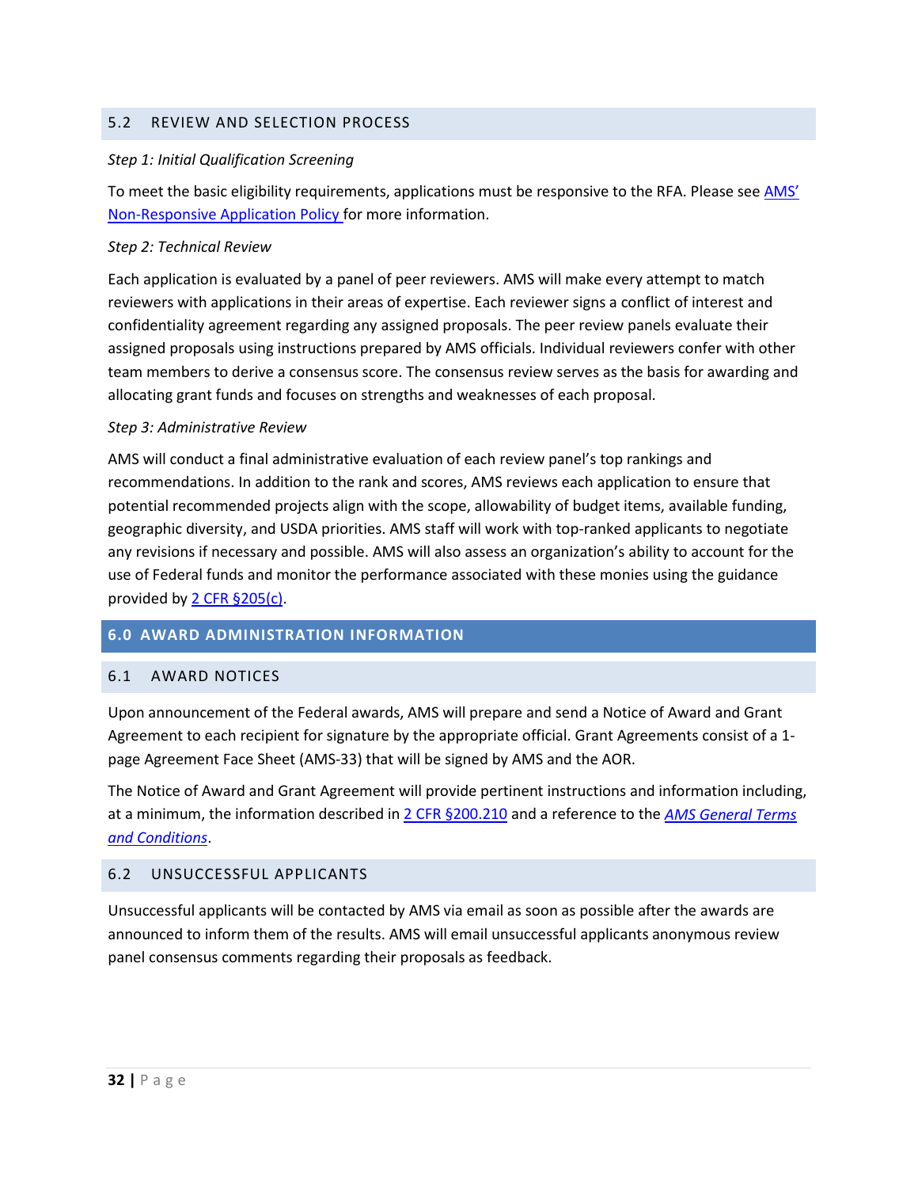### 5.2 REVIEW AND SELECTION PROCESS

*Step 1: Initial Qualification Screening*

To meet the basic eligibility requirements, applications must be responsive to the RFA. Please see AMS' Non-Responsive Application Policy for more information.

*Step 2: Technical Review*

Each application is evaluated by a panel of peer reviewers. AMS will make every attempt to match reviewers with applications in their areas of expertise. Each reviewer signs a conflict of interest and confidentiality agreement regarding any assigned proposals. The peer review panels evaluate their assigned proposals using instructions prepared by AMS officials. Individual reviewers confer with other team members to derive a consensus score. The consensus review serves as the basis for awarding and allocating grant funds and focuses on strengths and weaknesses of each proposal.

*Step 3: Administrative Review*

AMS will conduct a final administrative evaluation of each review panel's top rankings and recommendations. In addition to the rank and scores, AMS reviews each application to ensure that potential recommended projects align with the scope, allowability of budget items, available funding, geographic diversity, and USDA priorities. AMS staff will work with top-ranked applicants to negotiate any revisions if necessary and possible. AMS will also assess an organization's ability to account for the use of Federal funds and monitor the performance associated with these monies using the guidance provided by 2 CFR §205(c).

## 6.0 AWARD ADMINISTRATION INFORMATION

### 6.1 AWARD NOTICES

Upon announcement of the Federal awards, AMS will prepare and send a Notice of Award and Grant Agreement to each recipient for signature by the appropriate official. Grant Agreements consist of a 1-page Agreement Face Sheet (AMS-33) that will be signed by AMS and the AOR.

The Notice of Award and Grant Agreement will provide pertinent instructions and information including, at a minimum, the information described in 2 CFR §200.210 and a reference to the *AMS General Terms and Conditions*.

### 6.2 UNSUCCESSFUL APPLICANTS

Unsuccessful applicants will be contacted by AMS via email as soon as possible after the awards are announced to inform them of the results. AMS will email unsuccessful applicants anonymous review panel consensus comments regarding their proposals as feedback.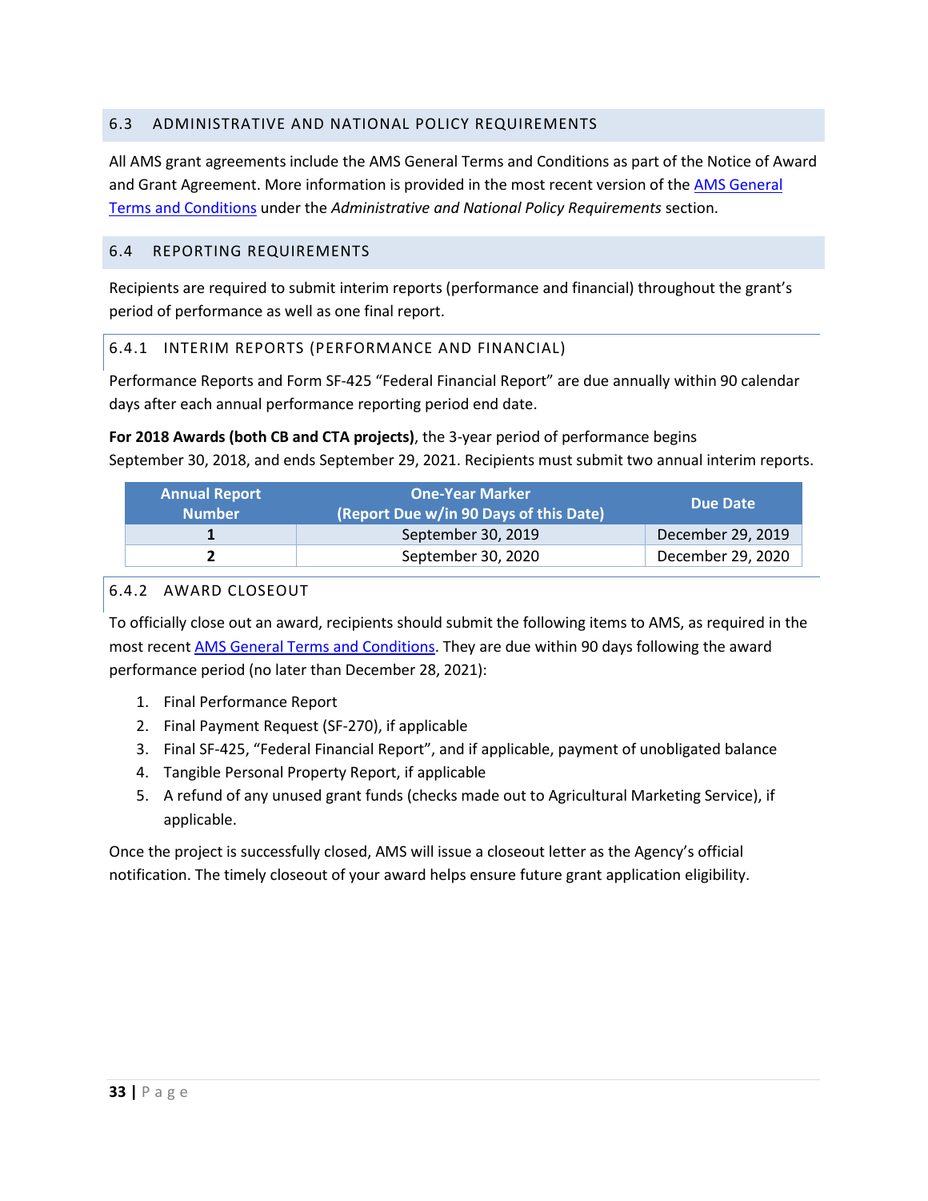## 6.3 ADMINISTRATIVE AND NATIONAL POLICY REQUIREMENTS

All AMS grant agreements include the AMS General Terms and Conditions as part of the Notice of Award and Grant Agreement. More information is provided in the most recent version of the AMS General Terms and Conditions under the *Administrative and National Policy Requirements* section.

## 6.4 REPORTING REQUIREMENTS

Recipients are required to submit interim reports (performance and financial) throughout the grant's period of performance as well as one final report.

### 6.4.1 INTERIM REPORTS (PERFORMANCE AND FINANCIAL)

Performance Reports and Form SF-425 "Federal Financial Report" are due annually within 90 calendar days after each annual performance reporting period end date.

**For 2018 Awards (both CB and CTA projects)**, the 3-year period of performance begins September 30, 2018, and ends September 29, 2021. Recipients must submit two annual interim reports.

| Annual Report Number | One-Year Marker (Report Due w/in 90 Days of this Date) | Due Date |
|---|---|---|
| **1** | September 30, 2019 | December 29, 2019 |
| **2** | September 30, 2020 | December 29, 2020 |

### 6.4.2 AWARD CLOSEOUT

To officially close out an award, recipients should submit the following items to AMS, as required in the most recent AMS General Terms and Conditions. They are due within 90 days following the award performance period (no later than December 28, 2021):

1. Final Performance Report
2. Final Payment Request (SF-270), if applicable
3. Final SF-425, "Federal Financial Report", and if applicable, payment of unobligated balance
4. Tangible Personal Property Report, if applicable
5. A refund of any unused grant funds (checks made out to Agricultural Marketing Service), if applicable.

Once the project is successfully closed, AMS will issue a closeout letter as the Agency's official notification. The timely closeout of your award helps ensure future grant application eligibility.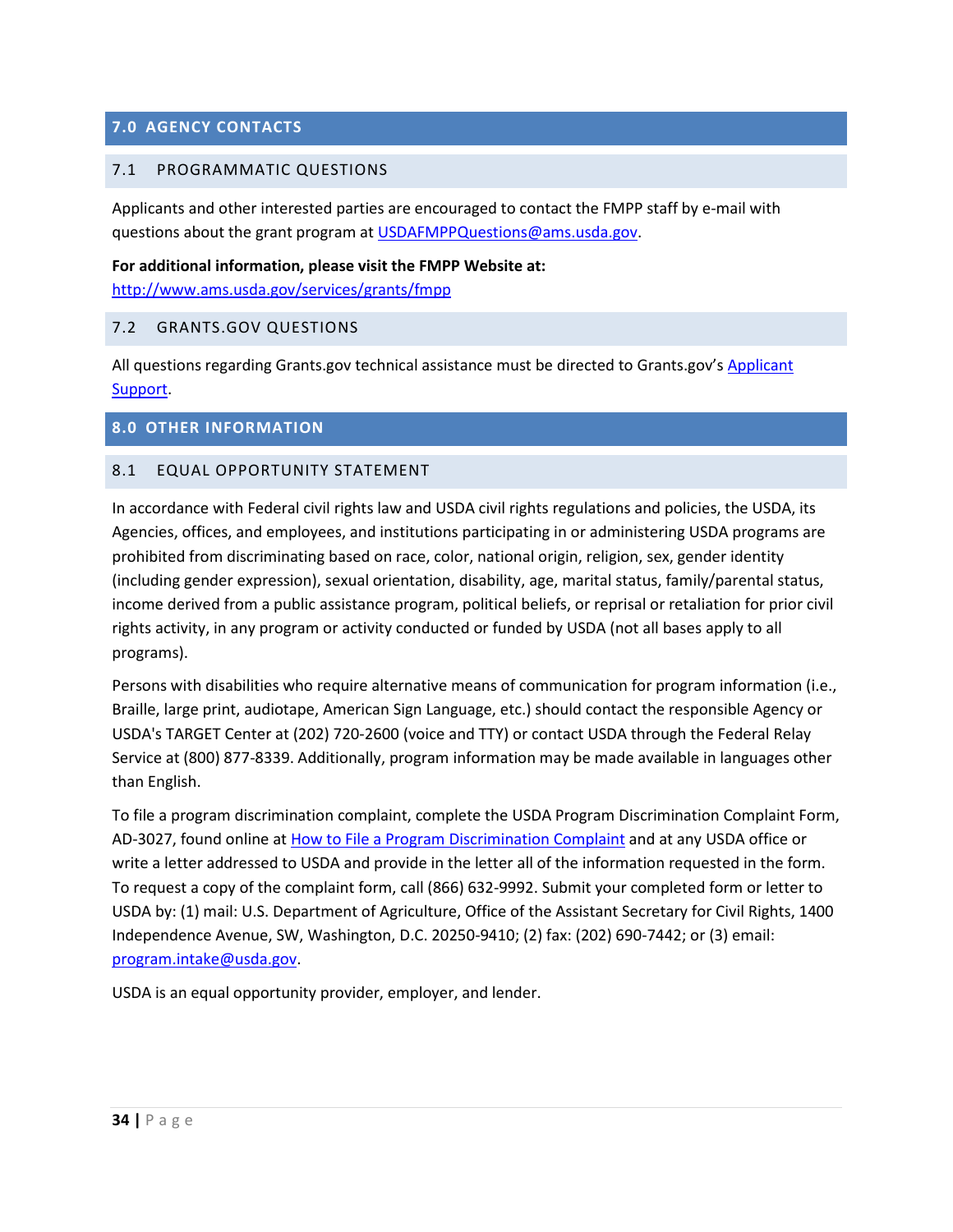## 7.0 AGENCY CONTACTS

### 7.1 PROGRAMMATIC QUESTIONS

Applicants and other interested parties are encouraged to contact the FMPP staff by e-mail with questions about the grant program at USDAFMPPQuestions@ams.usda.gov.

**For additional information, please visit the FMPP Website at:**
http://www.ams.usda.gov/services/grants/fmpp

### 7.2 GRANTS.GOV QUESTIONS

All questions regarding Grants.gov technical assistance must be directed to Grants.gov's Applicant Support.

## 8.0 OTHER INFORMATION

### 8.1 EQUAL OPPORTUNITY STATEMENT

In accordance with Federal civil rights law and USDA civil rights regulations and policies, the USDA, its Agencies, offices, and employees, and institutions participating in or administering USDA programs are prohibited from discriminating based on race, color, national origin, religion, sex, gender identity (including gender expression), sexual orientation, disability, age, marital status, family/parental status, income derived from a public assistance program, political beliefs, or reprisal or retaliation for prior civil rights activity, in any program or activity conducted or funded by USDA (not all bases apply to all programs).

Persons with disabilities who require alternative means of communication for program information (i.e., Braille, large print, audiotape, American Sign Language, etc.) should contact the responsible Agency or USDA's TARGET Center at (202) 720-2600 (voice and TTY) or contact USDA through the Federal Relay Service at (800) 877-8339. Additionally, program information may be made available in languages other than English.

To file a program discrimination complaint, complete the USDA Program Discrimination Complaint Form, AD-3027, found online at How to File a Program Discrimination Complaint and at any USDA office or write a letter addressed to USDA and provide in the letter all of the information requested in the form. To request a copy of the complaint form, call (866) 632-9992. Submit your completed form or letter to USDA by: (1) mail: U.S. Department of Agriculture, Office of the Assistant Secretary for Civil Rights, 1400 Independence Avenue, SW, Washington, D.C. 20250-9410; (2) fax: (202) 690-7442; or (3) email: program.intake@usda.gov.

USDA is an equal opportunity provider, employer, and lender.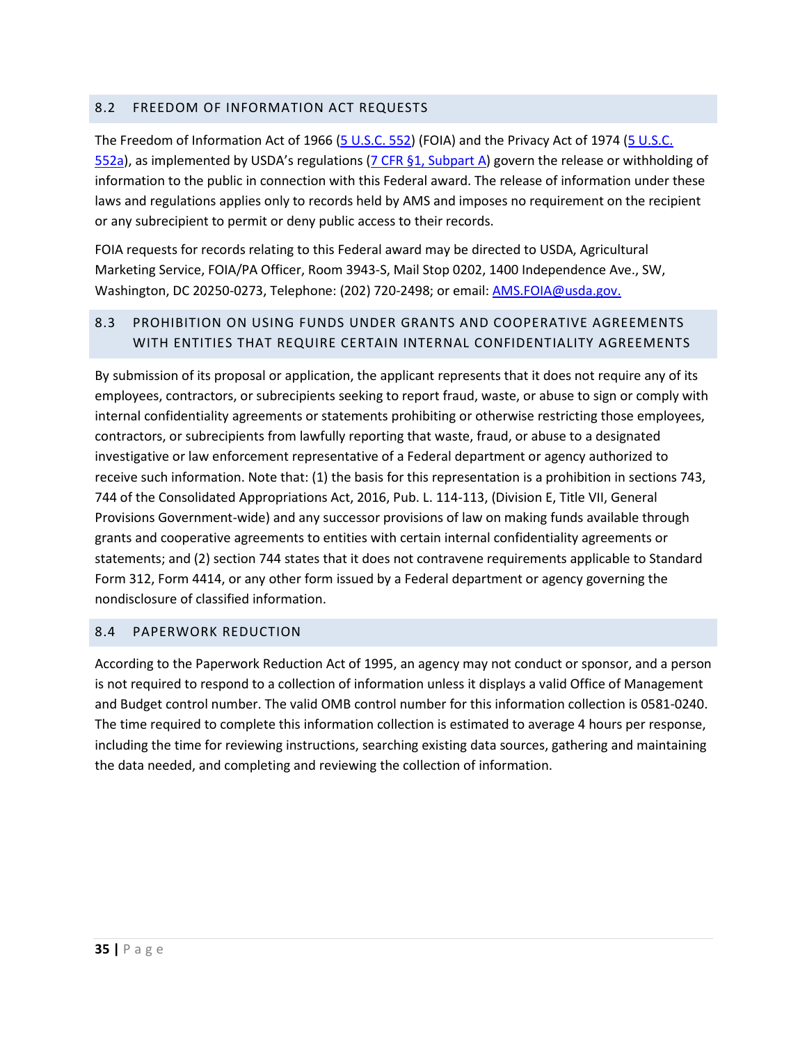## 8.2 FREEDOM OF INFORMATION ACT REQUESTS

The Freedom of Information Act of 1966 (5 U.S.C. 552) (FOIA) and the Privacy Act of 1974 (5 U.S.C. 552a), as implemented by USDA's regulations (7 CFR §1, Subpart A) govern the release or withholding of information to the public in connection with this Federal award. The release of information under these laws and regulations applies only to records held by AMS and imposes no requirement on the recipient or any subrecipient to permit or deny public access to their records.

FOIA requests for records relating to this Federal award may be directed to USDA, Agricultural Marketing Service, FOIA/PA Officer, Room 3943-S, Mail Stop 0202, 1400 Independence Ave., SW, Washington, DC 20250-0273, Telephone: (202) 720-2498; or email: AMS.FOIA@usda.gov.

## 8.3 PROHIBITION ON USING FUNDS UNDER GRANTS AND COOPERATIVE AGREEMENTS WITH ENTITIES THAT REQUIRE CERTAIN INTERNAL CONFIDENTIALITY AGREEMENTS

By submission of its proposal or application, the applicant represents that it does not require any of its employees, contractors, or subrecipients seeking to report fraud, waste, or abuse to sign or comply with internal confidentiality agreements or statements prohibiting or otherwise restricting those employees, contractors, or subrecipients from lawfully reporting that waste, fraud, or abuse to a designated investigative or law enforcement representative of a Federal department or agency authorized to receive such information. Note that: (1) the basis for this representation is a prohibition in sections 743, 744 of the Consolidated Appropriations Act, 2016, Pub. L. 114-113, (Division E, Title VII, General Provisions Government-wide) and any successor provisions of law on making funds available through grants and cooperative agreements to entities with certain internal confidentiality agreements or statements; and (2) section 744 states that it does not contravene requirements applicable to Standard Form 312, Form 4414, or any other form issued by a Federal department or agency governing the nondisclosure of classified information.

## 8.4 PAPERWORK REDUCTION

According to the Paperwork Reduction Act of 1995, an agency may not conduct or sponsor, and a person is not required to respond to a collection of information unless it displays a valid Office of Management and Budget control number. The valid OMB control number for this information collection is 0581-0240. The time required to complete this information collection is estimated to average 4 hours per response, including the time for reviewing instructions, searching existing data sources, gathering and maintaining the data needed, and completing and reviewing the collection of information.